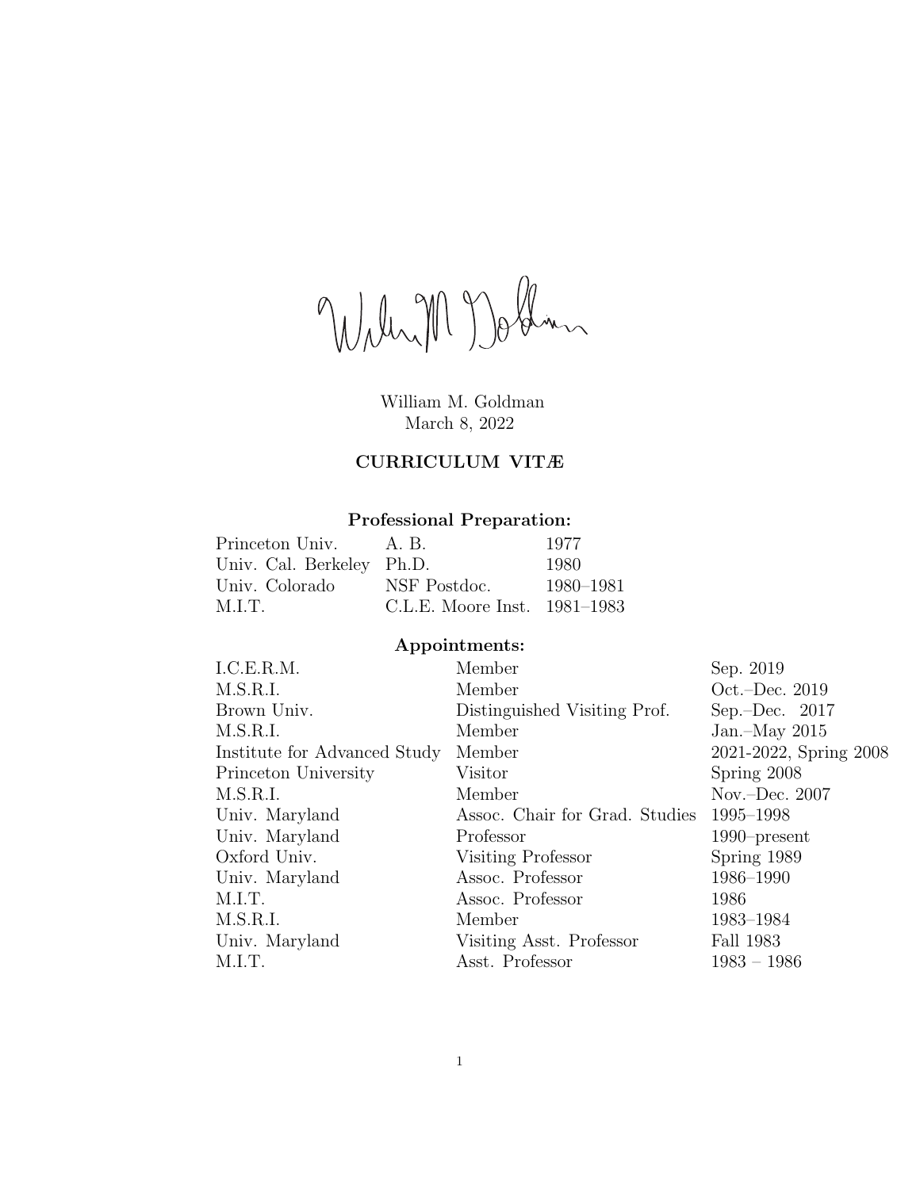William M. Goldman
March 8, 2022

# CURRICULUM VITÆ

## Professional Preparation:

| | | |
|---|---|---|
| Princeton Univ. | A. B. | 1977 |
| Univ. Cal. Berkeley | Ph.D. | 1980 |
| Univ. Colorado | NSF Postdoc. | 1980–1981 |
| M.I.T. | C.L.E. Moore Inst. | 1981–1983 |

## Appointments:

| | | |
|---|---|---|
| I.C.E.R.M. | Member | Sep. 2019 |
| M.S.R.I. | Member | Oct.–Dec. 2019 |
| Brown Univ. | Distinguished Visiting Prof. | Sep.–Dec. 2017 |
| M.S.R.I. | Member | Jan.–May 2015 |
| Institute for Advanced Study | Member | 2021-2022, Spring 2008 |
| Princeton University | Visitor | Spring 2008 |
| M.S.R.I. | Member | Nov.–Dec. 2007 |
| Univ. Maryland | Assoc. Chair for Grad. Studies | 1995–1998 |
| Univ. Maryland | Professor | 1990–present |
| Oxford Univ. | Visiting Professor | Spring 1989 |
| Univ. Maryland | Assoc. Professor | 1986–1990 |
| M.I.T. | Assoc. Professor | 1986 |
| M.S.R.I. | Member | 1983–1984 |
| Univ. Maryland | Visiting Asst. Professor | Fall 1983 |
| M.I.T. | Asst. Professor | 1983 – 1986 |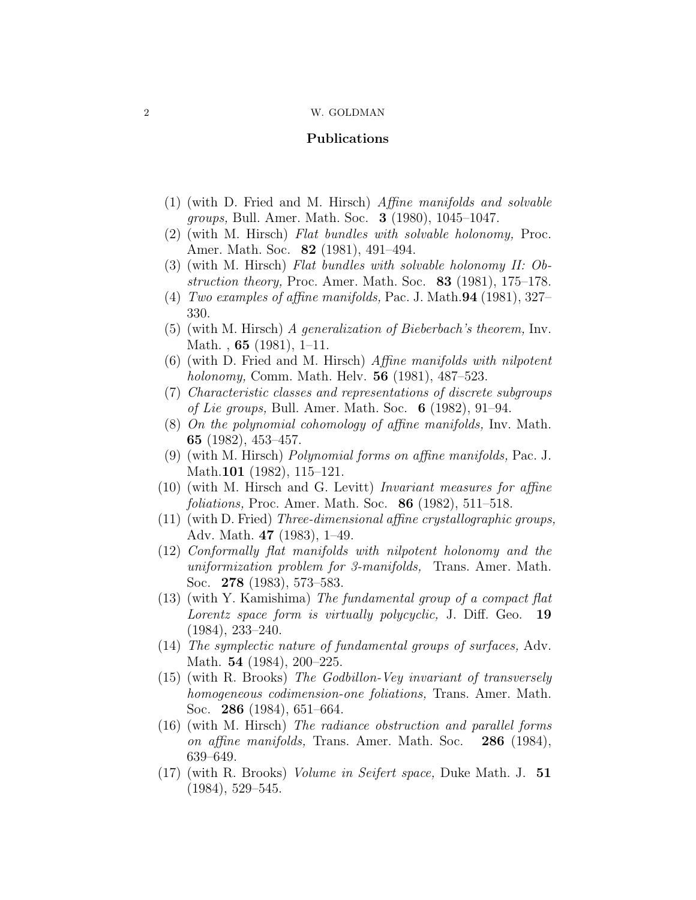## Publications

1. (with D. Fried and M. Hirsch) *Affine manifolds and solvable groups,* Bull. Amer. Math. Soc. **3** (1980), 1045–1047.
2. (with M. Hirsch) *Flat bundles with solvable holonomy,* Proc. Amer. Math. Soc. **82** (1981), 491–494.
3. (with M. Hirsch) *Flat bundles with solvable holonomy II: Obstruction theory,* Proc. Amer. Math. Soc. **83** (1981), 175–178.
4. *Two examples of affine manifolds,* Pac. J. Math.**94** (1981), 327–330.
5. (with M. Hirsch) *A generalization of Bieberbach's theorem,* Inv. Math. , **65** (1981), 1–11.
6. (with D. Fried and M. Hirsch) *Affine manifolds with nilpotent holonomy,* Comm. Math. Helv. **56** (1981), 487–523.
7. *Characteristic classes and representations of discrete subgroups of Lie groups,* Bull. Amer. Math. Soc. **6** (1982), 91–94.
8. *On the polynomial cohomology of affine manifolds,* Inv. Math. **65** (1982), 453–457.
9. (with M. Hirsch) *Polynomial forms on affine manifolds,* Pac. J. Math.**101** (1982), 115–121.
10. (with M. Hirsch and G. Levitt) *Invariant measures for affine foliations,* Proc. Amer. Math. Soc. **86** (1982), 511–518.
11. (with D. Fried) *Three-dimensional affine crystallographic groups,* Adv. Math. **47** (1983), 1–49.
12. *Conformally flat manifolds with nilpotent holonomy and the uniformization problem for 3-manifolds,* Trans. Amer. Math. Soc. **278** (1983), 573–583.
13. (with Y. Kamishima) *The fundamental group of a compact flat Lorentz space form is virtually polycyclic,* J. Diff. Geo. **19** (1984), 233–240.
14. *The symplectic nature of fundamental groups of surfaces,* Adv. Math. **54** (1984), 200–225.
15. (with R. Brooks) *The Godbillon-Vey invariant of transversely homogeneous codimension-one foliations,* Trans. Amer. Math. Soc. **286** (1984), 651–664.
16. (with M. Hirsch) *The radiance obstruction and parallel forms on affine manifolds,* Trans. Amer. Math. Soc. **286** (1984), 639–649.
17. (with R. Brooks) *Volume in Seifert space,* Duke Math. J. **51** (1984), 529–545.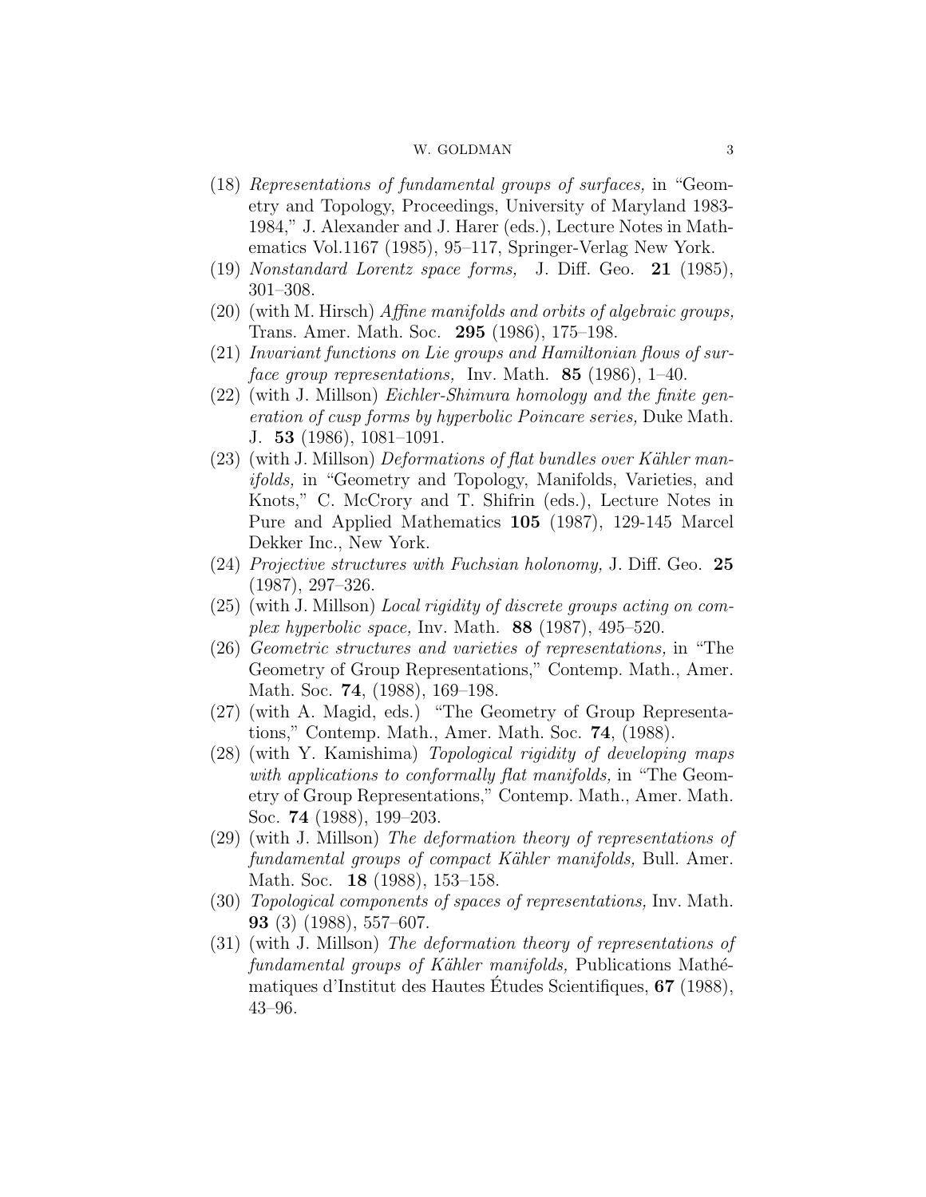(18) *Representations of fundamental groups of surfaces,* in "Geometry and Topology, Proceedings, University of Maryland 1983-1984," J. Alexander and J. Harer (eds.), Lecture Notes in Mathematics Vol.1167 (1985), 95–117, Springer-Verlag New York.

(19) *Nonstandard Lorentz space forms,* J. Diff. Geo. **21** (1985), 301–308.

(20) (with M. Hirsch) *Affine manifolds and orbits of algebraic groups,* Trans. Amer. Math. Soc. **295** (1986), 175–198.

(21) *Invariant functions on Lie groups and Hamiltonian flows of surface group representations,* Inv. Math. **85** (1986), 1–40.

(22) (with J. Millson) *Eichler-Shimura homology and the finite generation of cusp forms by hyperbolic Poincare series,* Duke Math. J. **53** (1986), 1081–1091.

(23) (with J. Millson) *Deformations of flat bundles over Kähler manifolds,* in "Geometry and Topology, Manifolds, Varieties, and Knots," C. McCrory and T. Shifrin (eds.), Lecture Notes in Pure and Applied Mathematics **105** (1987), 129-145 Marcel Dekker Inc., New York.

(24) *Projective structures with Fuchsian holonomy,* J. Diff. Geo. **25** (1987), 297–326.

(25) (with J. Millson) *Local rigidity of discrete groups acting on complex hyperbolic space,* Inv. Math. **88** (1987), 495–520.

(26) *Geometric structures and varieties of representations,* in "The Geometry of Group Representations," Contemp. Math., Amer. Math. Soc. **74**, (1988), 169–198.

(27) (with A. Magid, eds.) "The Geometry of Group Representations," Contemp. Math., Amer. Math. Soc. **74**, (1988).

(28) (with Y. Kamishima) *Topological rigidity of developing maps with applications to conformally flat manifolds,* in "The Geometry of Group Representations," Contemp. Math., Amer. Math. Soc. **74** (1988), 199–203.

(29) (with J. Millson) *The deformation theory of representations of fundamental groups of compact Kähler manifolds,* Bull. Amer. Math. Soc. **18** (1988), 153–158.

(30) *Topological components of spaces of representations,* Inv. Math. **93** (3) (1988), 557–607.

(31) (with J. Millson) *The deformation theory of representations of fundamental groups of Kähler manifolds,* Publications Mathématiques d'Institut des Hautes Études Scientifiques, **67** (1988), 43–96.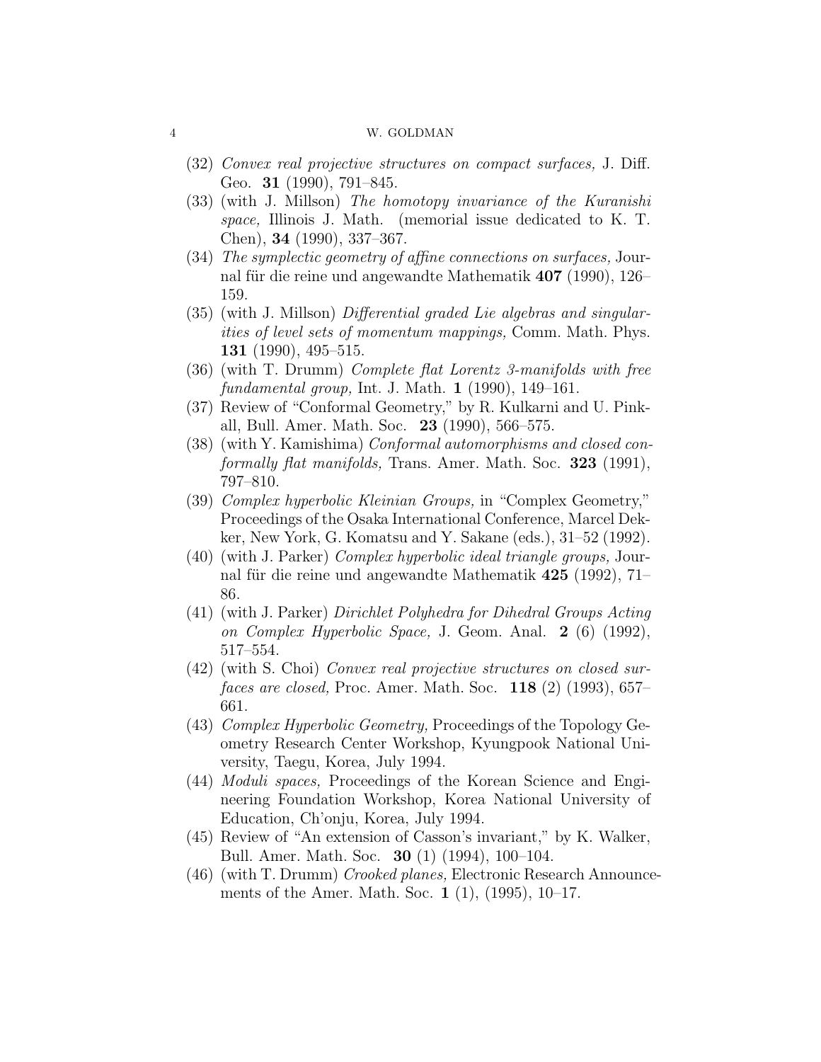(32) *Convex real projective structures on compact surfaces,* J. Diff. Geo. **31** (1990), 791–845.

(33) (with J. Millson) *The homotopy invariance of the Kuranishi space,* Illinois J. Math. (memorial issue dedicated to K. T. Chen), **34** (1990), 337–367.

(34) *The symplectic geometry of affine connections on surfaces,* Journal für die reine und angewandte Mathematik **407** (1990), 126–159.

(35) (with J. Millson) *Differential graded Lie algebras and singularities of level sets of momentum mappings,* Comm. Math. Phys. **131** (1990), 495–515.

(36) (with T. Drumm) *Complete flat Lorentz 3-manifolds with free fundamental group,* Int. J. Math. **1** (1990), 149–161.

(37) Review of "Conformal Geometry," by R. Kulkarni and U. Pinkall, Bull. Amer. Math. Soc. **23** (1990), 566–575.

(38) (with Y. Kamishima) *Conformal automorphisms and closed conformally flat manifolds,* Trans. Amer. Math. Soc. **323** (1991), 797–810.

(39) *Complex hyperbolic Kleinian Groups,* in "Complex Geometry," Proceedings of the Osaka International Conference, Marcel Dekker, New York, G. Komatsu and Y. Sakane (eds.), 31–52 (1992).

(40) (with J. Parker) *Complex hyperbolic ideal triangle groups,* Journal für die reine und angewandte Mathematik **425** (1992), 71–86.

(41) (with J. Parker) *Dirichlet Polyhedra for Dihedral Groups Acting on Complex Hyperbolic Space,* J. Geom. Anal. **2** (6) (1992), 517–554.

(42) (with S. Choi) *Convex real projective structures on closed surfaces are closed,* Proc. Amer. Math. Soc. **118** (2) (1993), 657–661.

(43) *Complex Hyperbolic Geometry,* Proceedings of the Topology Geometry Research Center Workshop, Kyungpook National University, Taegu, Korea, July 1994.

(44) *Moduli spaces,* Proceedings of the Korean Science and Engineering Foundation Workshop, Korea National University of Education, Ch'onju, Korea, July 1994.

(45) Review of "An extension of Casson's invariant," by K. Walker, Bull. Amer. Math. Soc. **30** (1) (1994), 100–104.

(46) (with T. Drumm) *Crooked planes,* Electronic Research Announcements of the Amer. Math. Soc. **1** (1), (1995), 10–17.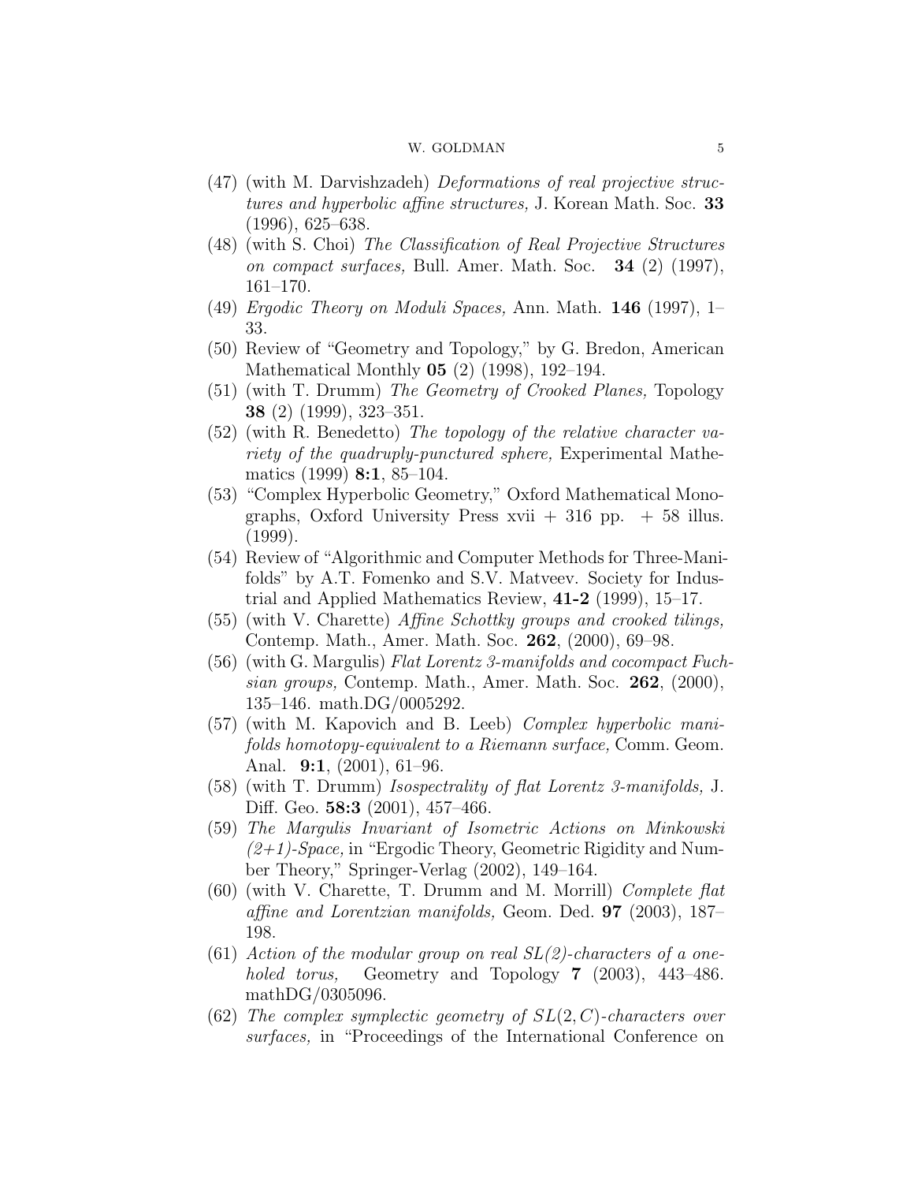(47) (with M. Darvishzadeh) *Deformations of real projective structures and hyperbolic affine structures,* J. Korean Math. Soc. **33** (1996), 625–638.

(48) (with S. Choi) *The Classification of Real Projective Structures on compact surfaces,* Bull. Amer. Math. Soc. **34** (2) (1997), 161–170.

(49) *Ergodic Theory on Moduli Spaces,* Ann. Math. **146** (1997), 1–33.

(50) Review of "Geometry and Topology," by G. Bredon, American Mathematical Monthly **05** (2) (1998), 192–194.

(51) (with T. Drumm) *The Geometry of Crooked Planes,* Topology **38** (2) (1999), 323–351.

(52) (with R. Benedetto) *The topology of the relative character variety of the quadruply-punctured sphere,* Experimental Mathematics (1999) **8:1**, 85–104.

(53) "Complex Hyperbolic Geometry," Oxford Mathematical Monographs, Oxford University Press xvii + 316 pp. + 58 illus. (1999).

(54) Review of "Algorithmic and Computer Methods for Three-Manifolds" by A.T. Fomenko and S.V. Matveev. Society for Industrial and Applied Mathematics Review, **41-2** (1999), 15–17.

(55) (with V. Charette) *Affine Schottky groups and crooked tilings,* Contemp. Math., Amer. Math. Soc. **262**, (2000), 69–98.

(56) (with G. Margulis) *Flat Lorentz 3-manifolds and cocompact Fuchsian groups,* Contemp. Math., Amer. Math. Soc. **262**, (2000), 135–146. math.DG/0005292.

(57) (with M. Kapovich and B. Leeb) *Complex hyperbolic manifolds homotopy-equivalent to a Riemann surface,* Comm. Geom. Anal. **9:1**, (2001), 61–96.

(58) (with T. Drumm) *Isospectrality of flat Lorentz 3-manifolds,* J. Diff. Geo. **58:3** (2001), 457–466.

(59) *The Margulis Invariant of Isometric Actions on Minkowski (2+1)-Space,* in "Ergodic Theory, Geometric Rigidity and Number Theory," Springer-Verlag (2002), 149–164.

(60) (with V. Charette, T. Drumm and M. Morrill) *Complete flat affine and Lorentzian manifolds,* Geom. Ded. **97** (2003), 187–198.

(61) *Action of the modular group on real SL(2)-characters of a one-holed torus,* Geometry and Topology **7** (2003), 443–486. mathDG/0305096.

(62) *The complex symplectic geometry of* $SL(2,C)$*-characters over surfaces,* in "Proceedings of the International Conference on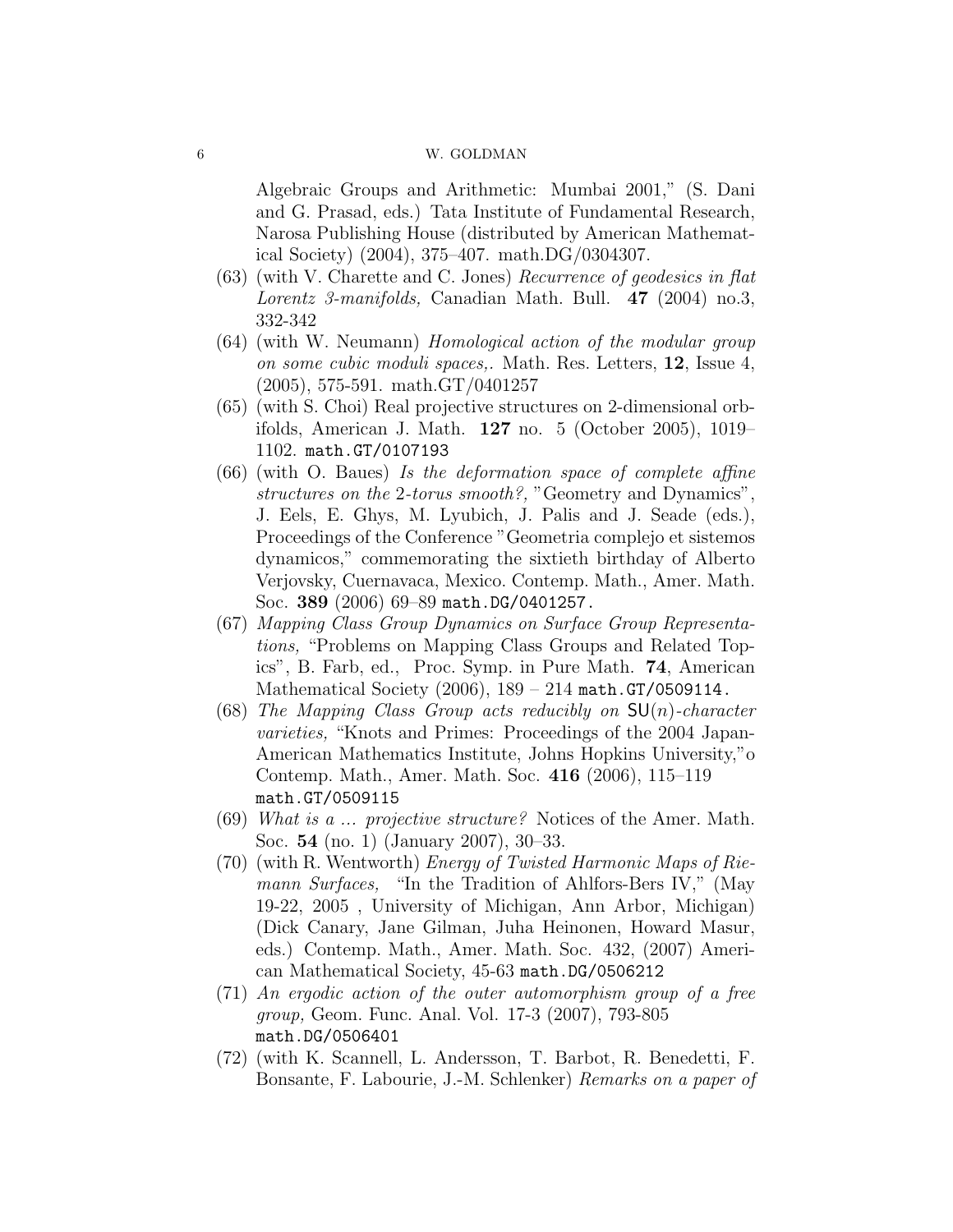Algebraic Groups and Arithmetic: Mumbai 2001," (S. Dani and G. Prasad, eds.) Tata Institute of Fundamental Research, Narosa Publishing House (distributed by American Mathematical Society) (2004), 375–407. math.DG/0304307.

(63) (with V. Charette and C. Jones) *Recurrence of geodesics in flat Lorentz 3-manifolds,* Canadian Math. Bull. **47** (2004) no.3, 332-342

(64) (with W. Neumann) *Homological action of the modular group on some cubic moduli spaces,.* Math. Res. Letters, **12**, Issue 4, (2005), 575-591. math.GT/0401257

(65) (with S. Choi) Real projective structures on 2-dimensional orbifolds, American J. Math. **127** no. 5 (October 2005), 1019–1102. `math.GT/0107193`

(66) (with O. Baues) *Is the deformation space of complete affine structures on the 2-torus smooth?,* "Geometry and Dynamics", J. Eels, E. Ghys, M. Lyubich, J. Palis and J. Seade (eds.), Proceedings of the Conference "Geometria complejo et sistemos dynamicos," commemorating the sixtieth birthday of Alberto Verjovsky, Cuernavaca, Mexico. Contemp. Math., Amer. Math. Soc. **389** (2006) 69–89 `math.DG/0401257.`

(67) *Mapping Class Group Dynamics on Surface Group Representations,* "Problems on Mapping Class Groups and Related Topics", B. Farb, ed., Proc. Symp. in Pure Math. **74**, American Mathematical Society (2006), 189 – 214 `math.GT/0509114.`

(68) *The Mapping Class Group acts reducibly on* $\mathsf{SU}(n)$*-character varieties,* "Knots and Primes: Proceedings of the 2004 Japan-American Mathematics Institute, Johns Hopkins University,"o Contemp. Math., Amer. Math. Soc. **416** (2006), 115–119 `math.GT/0509115`

(69) *What is a ... projective structure?* Notices of the Amer. Math. Soc. **54** (no. 1) (January 2007), 30–33.

(70) (with R. Wentworth) *Energy of Twisted Harmonic Maps of Riemann Surfaces,* "In the Tradition of Ahlfors-Bers IV," (May 19-22, 2005 , University of Michigan, Ann Arbor, Michigan) (Dick Canary, Jane Gilman, Juha Heinonen, Howard Masur, eds.) Contemp. Math., Amer. Math. Soc. 432, (2007) American Mathematical Society, 45-63 `math.DG/0506212`

(71) *An ergodic action of the outer automorphism group of a free group,* Geom. Func. Anal. Vol. 17-3 (2007), 793-805 `math.DG/0506401`

(72) (with K. Scannell, L. Andersson, T. Barbot, R. Benedetti, F. Bonsante, F. Labourie, J.-M. Schlenker) *Remarks on a paper of*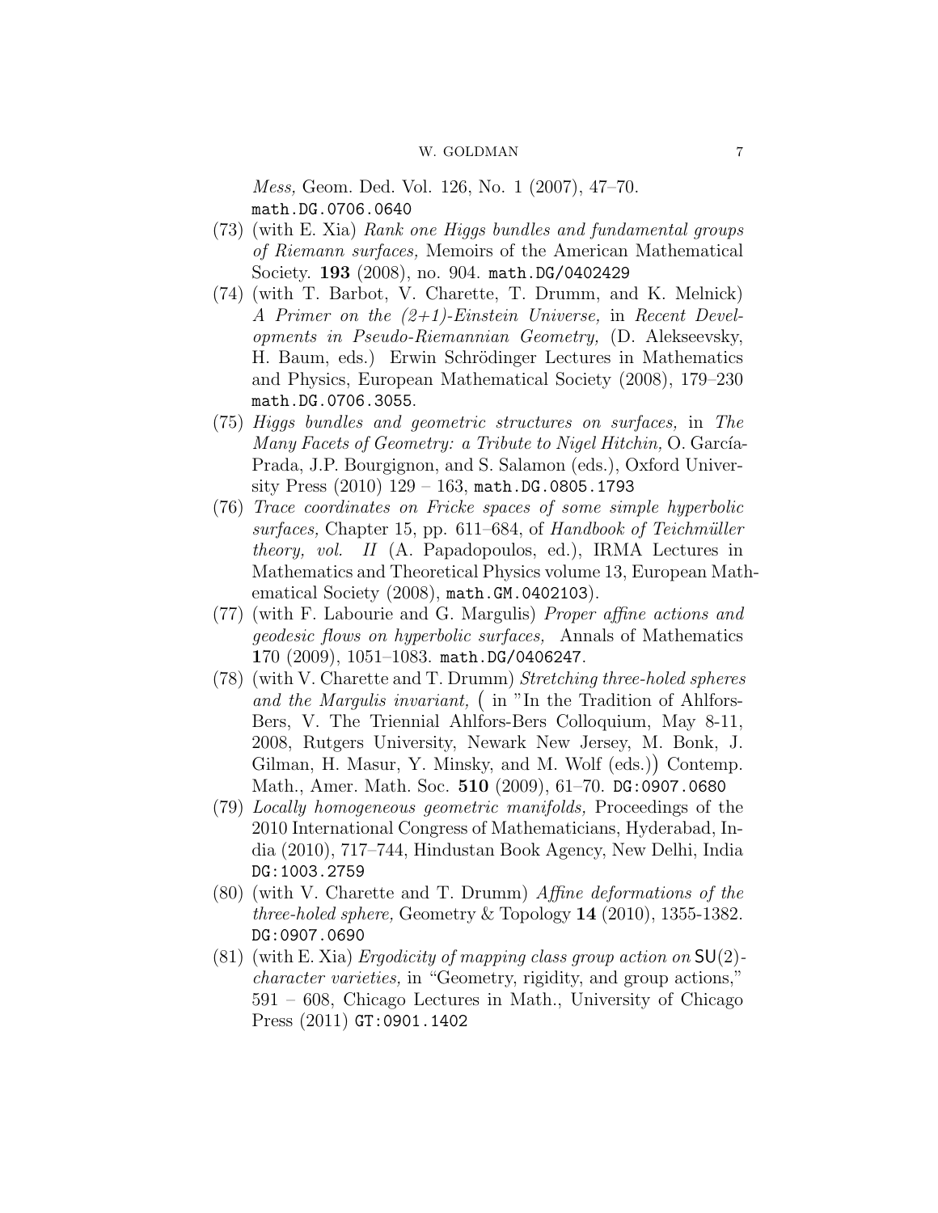*Mess,* Geom. Ded. Vol. 126, No. 1 (2007), 47–70. `math.DG.0706.0640`

(73) (with E. Xia) *Rank one Higgs bundles and fundamental groups of Riemann surfaces,* Memoirs of the American Mathematical Society. **193** (2008), no. 904. `math.DG/0402429`

(74) (with T. Barbot, V. Charette, T. Drumm, and K. Melnick) *A Primer on the (2+1)-Einstein Universe,* in *Recent Developments in Pseudo-Riemannian Geometry,* (D. Alekseevsky, H. Baum, eds.) Erwin Schrödinger Lectures in Mathematics and Physics, European Mathematical Society (2008), 179–230 `math.DG.0706.3055`.

(75) *Higgs bundles and geometric structures on surfaces,* in *The Many Facets of Geometry: a Tribute to Nigel Hitchin,* O. García-Prada, J.P. Bourgignon, and S. Salamon (eds.), Oxford University Press (2010) 129 – 163, `math.DG.0805.1793`

(76) *Trace coordinates on Fricke spaces of some simple hyperbolic surfaces,* Chapter 15, pp. 611–684, of *Handbook of Teichmüller theory, vol. II* (A. Papadopoulos, ed.), IRMA Lectures in Mathematics and Theoretical Physics volume 13, European Mathematical Society (2008), `math.GM.0402103`).

(77) (with F. Labourie and G. Margulis) *Proper affine actions and geodesic flows on hyperbolic surfaces,* Annals of Mathematics **1**70 (2009), 1051–1083. `math.DG/0406247`.

(78) (with V. Charette and T. Drumm) *Stretching three-holed spheres and the Margulis invariant,* ( in "In the Tradition of Ahlfors-Bers, V. The Triennial Ahlfors-Bers Colloquium, May 8-11, 2008, Rutgers University, Newark New Jersey, M. Bonk, J. Gilman, H. Masur, Y. Minsky, and M. Wolf (eds.)) Contemp. Math., Amer. Math. Soc. **510** (2009), 61–70. `DG:0907.0680`

(79) *Locally homogeneous geometric manifolds,* Proceedings of the 2010 International Congress of Mathematicians, Hyderabad, India (2010), 717–744, Hindustan Book Agency, New Delhi, India `DG:1003.2759`

(80) (with V. Charette and T. Drumm) *Affine deformations of the three-holed sphere,* Geometry & Topology **14** (2010), 1355-1382. `DG:0907.0690`

(81) (with E. Xia) *Ergodicity of mapping class group action on* $\mathsf{SU}(2)$*-character varieties,* in "Geometry, rigidity, and group actions," 591 – 608, Chicago Lectures in Math., University of Chicago Press (2011) `GT:0901.1402`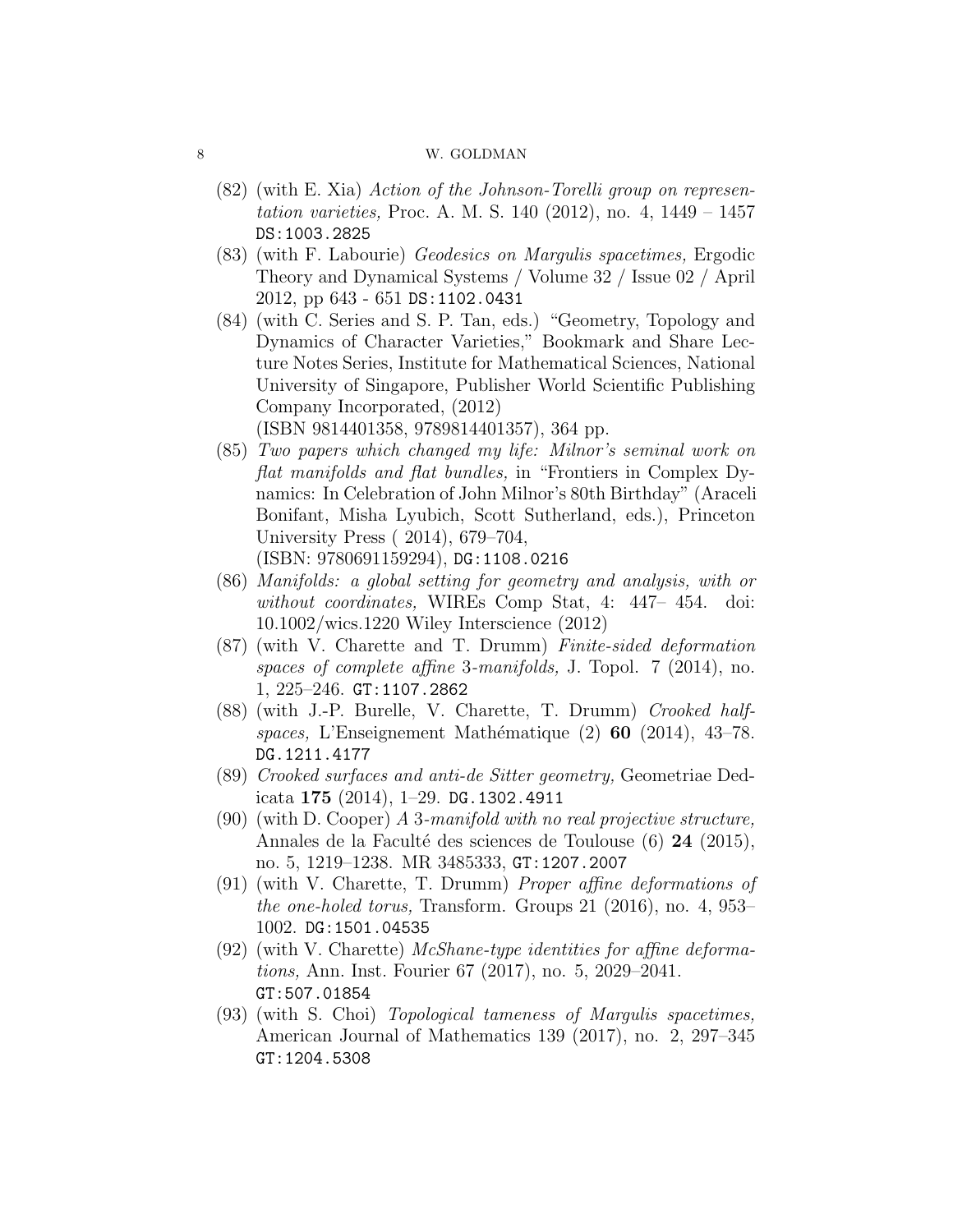(82) (with E. Xia) *Action of the Johnson-Torelli group on representation varieties,* Proc. A. M. S. 140 (2012), no. 4, 1449 – 1457 `DS:1003.2825`

(83) (with F. Labourie) *Geodesics on Margulis spacetimes,* Ergodic Theory and Dynamical Systems / Volume 32 / Issue 02 / April 2012, pp 643 - 651 `DS:1102.0431`

(84) (with C. Series and S. P. Tan, eds.) "Geometry, Topology and Dynamics of Character Varieties," Bookmark and Share Lecture Notes Series, Institute for Mathematical Sciences, National University of Singapore, Publisher World Scientific Publishing Company Incorporated, (2012)
(ISBN 9814401358, 9789814401357), 364 pp.

(85) *Two papers which changed my life: Milnor's seminal work on flat manifolds and flat bundles,* in "Frontiers in Complex Dynamics: In Celebration of John Milnor's 80th Birthday" (Araceli Bonifant, Misha Lyubich, Scott Sutherland, eds.), Princeton University Press ( 2014), 679–704,
(ISBN: 9780691159294), `DG:1108.0216`

(86) *Manifolds: a global setting for geometry and analysis, with or without coordinates,* WIREs Comp Stat, 4: 447– 454. doi: 10.1002/wics.1220 Wiley Interscience (2012)

(87) (with V. Charette and T. Drumm) *Finite-sided deformation spaces of complete affine 3-manifolds,* J. Topol. 7 (2014), no. 1, 225–246. `GT:1107.2862`

(88) (with J.-P. Burelle, V. Charette, T. Drumm) *Crooked halfspaces,* L'Enseignement Mathématique (2) **60** (2014), 43–78. `DG.1211.4177`

(89) *Crooked surfaces and anti-de Sitter geometry,* Geometriae Dedicata **175** (2014), 1–29. `DG.1302.4911`

(90) (with D. Cooper) *A 3-manifold with no real projective structure,* Annales de la Faculté des sciences de Toulouse (6) **24** (2015), no. 5, 1219–1238. MR 3485333, `GT:1207.2007`

(91) (with V. Charette, T. Drumm) *Proper affine deformations of the one-holed torus,* Transform. Groups 21 (2016), no. 4, 953–1002. `DG:1501.04535`

(92) (with V. Charette) *McShane-type identities for affine deformations,* Ann. Inst. Fourier 67 (2017), no. 5, 2029–2041. `GT:507.01854`

(93) (with S. Choi) *Topological tameness of Margulis spacetimes,* American Journal of Mathematics 139 (2017), no. 2, 297–345 `GT:1204.5308`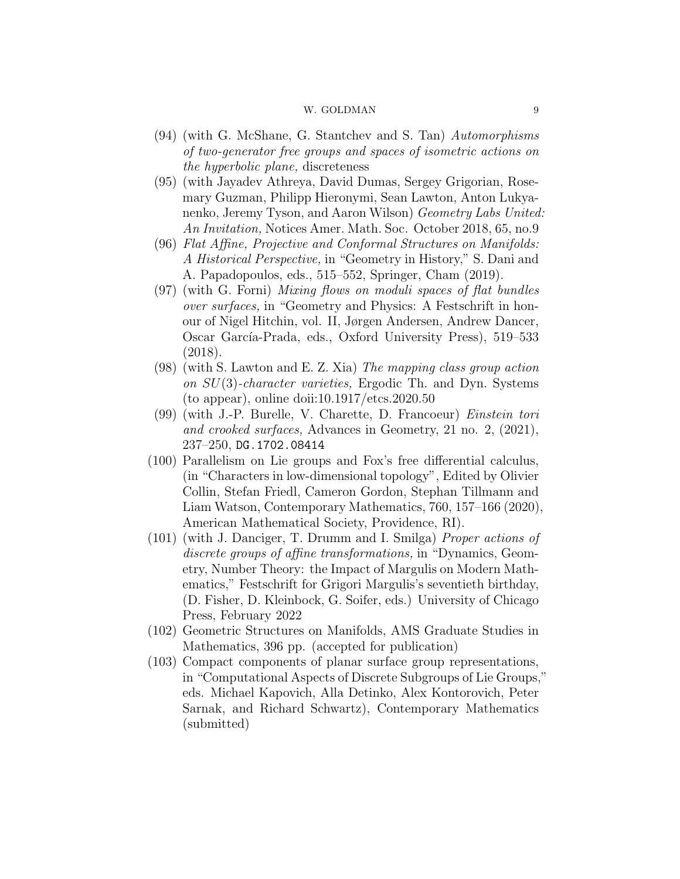(94) (with G. McShane, G. Stantchev and S. Tan) *Automorphisms of two-generator free groups and spaces of isometric actions on the hyperbolic plane,* discreteness

(95) (with Jayadev Athreya, David Dumas, Sergey Grigorian, Rosemary Guzman, Philipp Hieronymi, Sean Lawton, Anton Lukyanenko, Jeremy Tyson, and Aaron Wilson) *Geometry Labs United: An Invitation,* Notices Amer. Math. Soc. October 2018, 65, no.9

(96) *Flat Affine, Projective and Conformal Structures on Manifolds: A Historical Perspective,* in "Geometry in History," S. Dani and A. Papadopoulos, eds., 515–552, Springer, Cham (2019).

(97) (with G. Forni) *Mixing flows on moduli spaces of flat bundles over surfaces,* in "Geometry and Physics: A Festschrift in honour of Nigel Hitchin, vol. II, Jørgen Andersen, Andrew Dancer, Oscar García-Prada, eds., Oxford University Press), 519–533 (2018).

(98) (with S. Lawton and E. Z. Xia) *The mapping class group action on $SU(3)$-character varieties,* Ergodic Th. and Dyn. Systems (to appear), online doii:10.1917/etcs.2020.50

(99) (with J.-P. Burelle, V. Charette, D. Francoeur) *Einstein tori and crooked surfaces,* Advances in Geometry, 21 no. 2, (2021), 237–250, `DG.1702.08414`

(100) Parallelism on Lie groups and Fox's free differential calculus, (in "Characters in low-dimensional topology", Edited by Olivier Collin, Stefan Friedl, Cameron Gordon, Stephan Tillmann and Liam Watson, Contemporary Mathematics, 760, 157–166 (2020), American Mathematical Society, Providence, RI).

(101) (with J. Danciger, T. Drumm and I. Smilga) *Proper actions of discrete groups of affine transformations,* in "Dynamics, Geometry, Number Theory: the Impact of Margulis on Modern Mathematics," Festschrift for Grigori Margulis's seventieth birthday, (D. Fisher, D. Kleinbock, G. Soifer, eds.) University of Chicago Press, February 2022

(102) Geometric Structures on Manifolds, AMS Graduate Studies in Mathematics, 396 pp. (accepted for publication)

(103) Compact components of planar surface group representations, in "Computational Aspects of Discrete Subgroups of Lie Groups," eds. Michael Kapovich, Alla Detinko, Alex Kontorovich, Peter Sarnak, and Richard Schwartz), Contemporary Mathematics (submitted)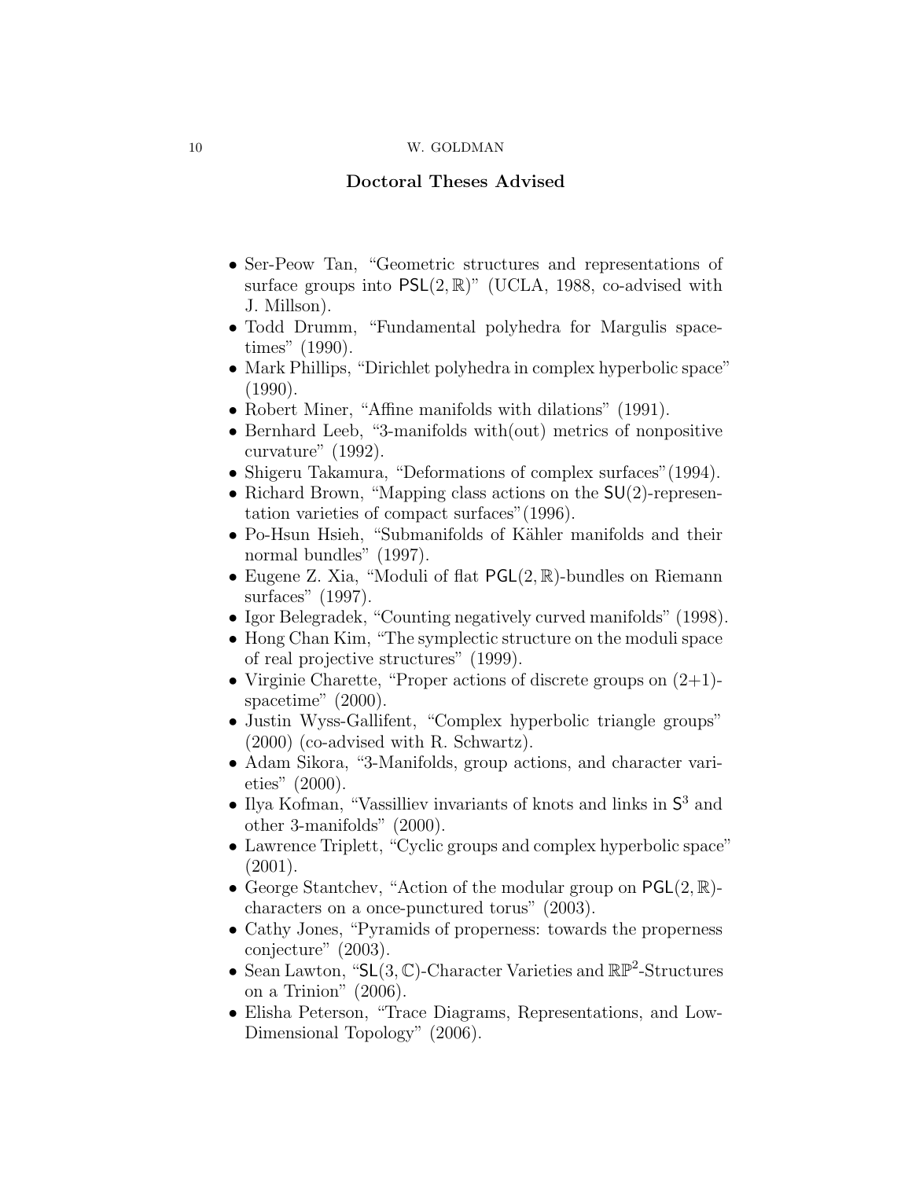## Doctoral Theses Advised

- Ser-Peow Tan, "Geometric structures and representations of surface groups into $\mathsf{PSL}(2, \mathbb{R})$" (UCLA, 1988, co-advised with J. Millson).
- Todd Drumm, "Fundamental polyhedra for Margulis space-times" (1990).
- Mark Phillips, "Dirichlet polyhedra in complex hyperbolic space" (1990).
- Robert Miner, "Affine manifolds with dilations" (1991).
- Bernhard Leeb, "3-manifolds with(out) metrics of nonpositive curvature" (1992).
- Shigeru Takamura, "Deformations of complex surfaces"(1994).
- Richard Brown, "Mapping class actions on the $\mathsf{SU}(2)$-representation varieties of compact surfaces"(1996).
- Po-Hsun Hsieh, "Submanifolds of Kähler manifolds and their normal bundles" (1997).
- Eugene Z. Xia, "Moduli of flat $\mathsf{PGL}(2, \mathbb{R})$-bundles on Riemann surfaces" (1997).
- Igor Belegradek, "Counting negatively curved manifolds" (1998).
- Hong Chan Kim, "The symplectic structure on the moduli space of real projective structures" (1999).
- Virginie Charette, "Proper actions of discrete groups on (2+1)-spacetime" (2000).
- Justin Wyss-Gallifent, "Complex hyperbolic triangle groups" (2000) (co-advised with R. Schwartz).
- Adam Sikora, "3-Manifolds, group actions, and character varieties" (2000).
- Ilya Kofman, "Vassilliev invariants of knots and links in $\mathsf{S}^3$ and other 3-manifolds" (2000).
- Lawrence Triplett, "Cyclic groups and complex hyperbolic space" (2001).
- George Stantchev, "Action of the modular group on $\mathsf{PGL}(2, \mathbb{R})$-characters on a once-punctured torus" (2003).
- Cathy Jones, "Pyramids of properness: towards the properness conjecture" (2003).
- Sean Lawton, "$\mathsf{SL}(3, \mathbb{C})$-Character Varieties and $\mathbb{RP}^2$-Structures on a Trinion" (2006).
- Elisha Peterson, "Trace Diagrams, Representations, and Low-Dimensional Topology" (2006).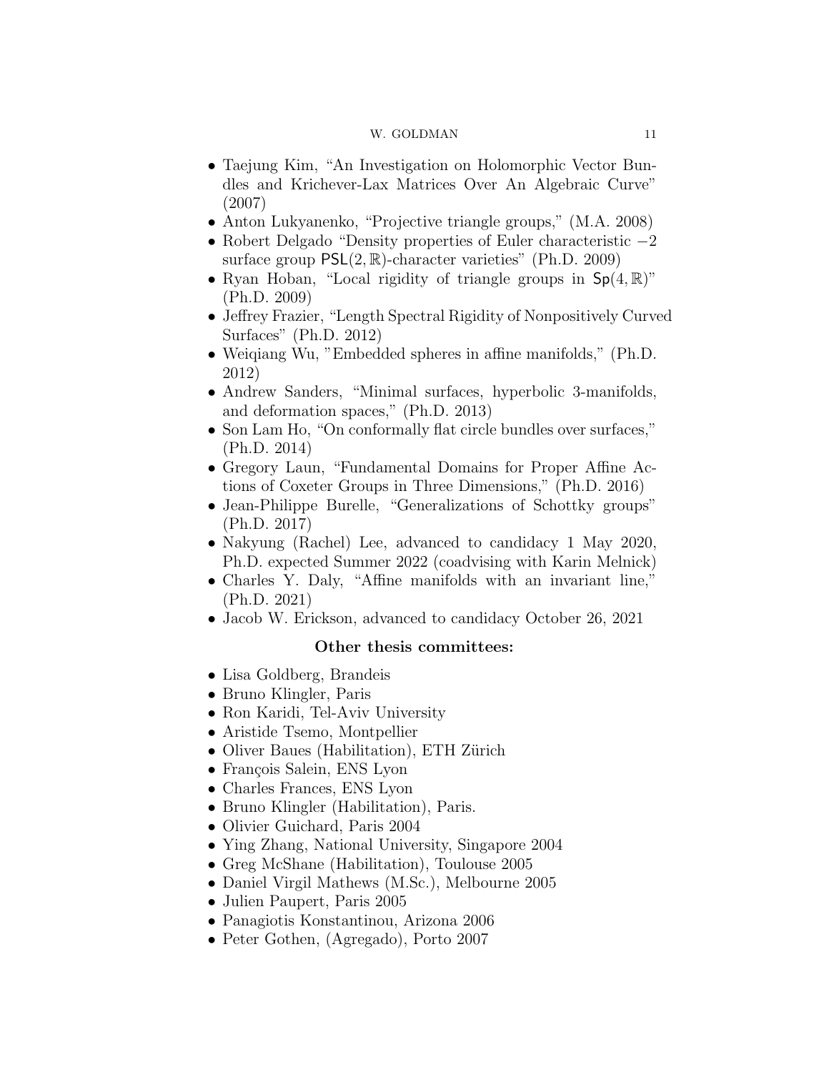- Taejung Kim, "An Investigation on Holomorphic Vector Bundles and Krichever-Lax Matrices Over An Algebraic Curve" (2007)
- Anton Lukyanenko, "Projective triangle groups," (M.A. 2008)
- Robert Delgado "Density properties of Euler characteristic $-2$ surface group $\mathsf{PSL}(2,\mathbb{R})$-character varieties" (Ph.D. 2009)
- Ryan Hoban, "Local rigidity of triangle groups in $\mathsf{Sp}(4,\mathbb{R})$" (Ph.D. 2009)
- Jeffrey Frazier, "Length Spectral Rigidity of Nonpositively Curved Surfaces" (Ph.D. 2012)
- Weiqiang Wu, "Embedded spheres in affine manifolds," (Ph.D. 2012)
- Andrew Sanders, "Minimal surfaces, hyperbolic 3-manifolds, and deformation spaces," (Ph.D. 2013)
- Son Lam Ho, "On conformally flat circle bundles over surfaces," (Ph.D. 2014)
- Gregory Laun, "Fundamental Domains for Proper Affine Actions of Coxeter Groups in Three Dimensions," (Ph.D. 2016)
- Jean-Philippe Burelle, "Generalizations of Schottky groups" (Ph.D. 2017)
- Nakyung (Rachel) Lee, advanced to candidacy 1 May 2020, Ph.D. expected Summer 2022 (coadvising with Karin Melnick)
- Charles Y. Daly, "Affine manifolds with an invariant line," (Ph.D. 2021)
- Jacob W. Erickson, advanced to candidacy October 26, 2021

**Other thesis committees:**

- Lisa Goldberg, Brandeis
- Bruno Klingler, Paris
- Ron Karidi, Tel-Aviv University
- Aristide Tsemo, Montpellier
- Oliver Baues (Habilitation), ETH Zürich
- François Salein, ENS Lyon
- Charles Frances, ENS Lyon
- Bruno Klingler (Habilitation), Paris.
- Olivier Guichard, Paris 2004
- Ying Zhang, National University, Singapore 2004
- Greg McShane (Habilitation), Toulouse 2005
- Daniel Virgil Mathews (M.Sc.), Melbourne 2005
- Julien Paupert, Paris 2005
- Panagiotis Konstantinou, Arizona 2006
- Peter Gothen, (Agregado), Porto 2007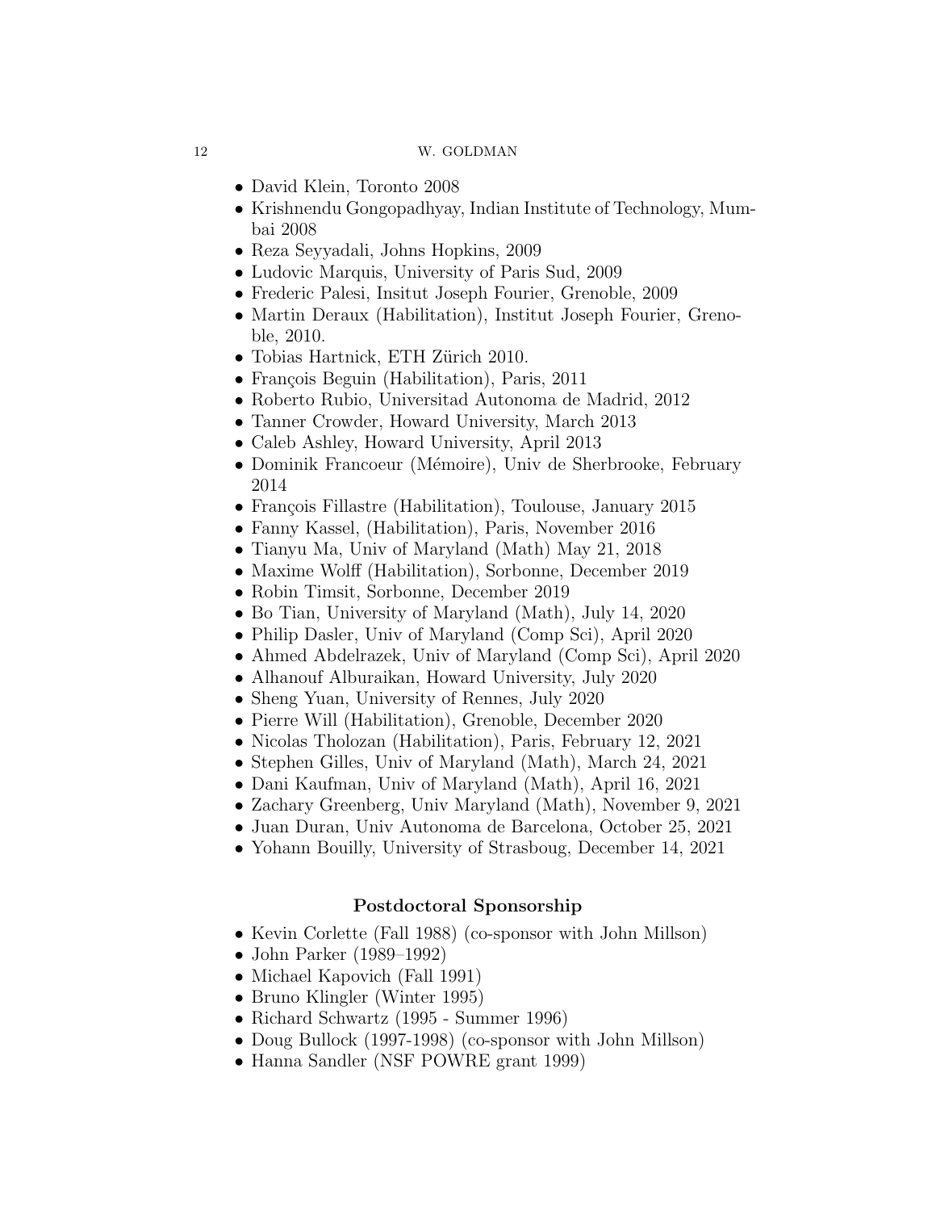- David Klein, Toronto 2008
- Krishnendu Gongopadhyay, Indian Institute of Technology, Mumbai 2008
- Reza Seyyadali, Johns Hopkins, 2009
- Ludovic Marquis, University of Paris Sud, 2009
- Frederic Palesi, Insitut Joseph Fourier, Grenoble, 2009
- Martin Deraux (Habilitation), Institut Joseph Fourier, Grenoble, 2010.
- Tobias Hartnick, ETH Zürich 2010.
- François Beguin (Habilitation), Paris, 2011
- Roberto Rubio, Universitad Autonoma de Madrid, 2012
- Tanner Crowder, Howard University, March 2013
- Caleb Ashley, Howard University, April 2013
- Dominik Francoeur (Mémoire), Univ de Sherbrooke, February 2014
- François Fillastre (Habilitation), Toulouse, January 2015
- Fanny Kassel, (Habilitation), Paris, November 2016
- Tianyu Ma, Univ of Maryland (Math) May 21, 2018
- Maxime Wolff (Habilitation), Sorbonne, December 2019
- Robin Timsit, Sorbonne, December 2019
- Bo Tian, University of Maryland (Math), July 14, 2020
- Philip Dasler, Univ of Maryland (Comp Sci), April 2020
- Ahmed Abdelrazek, Univ of Maryland (Comp Sci), April 2020
- Alhanouf Alburaikan, Howard University, July 2020
- Sheng Yuan, University of Rennes, July 2020
- Pierre Will (Habilitation), Grenoble, December 2020
- Nicolas Tholozan (Habilitation), Paris, February 12, 2021
- Stephen Gilles, Univ of Maryland (Math), March 24, 2021
- Dani Kaufman, Univ of Maryland (Math), April 16, 2021
- Zachary Greenberg, Univ Maryland (Math), November 9, 2021
- Juan Duran, Univ Autonoma de Barcelona, October 25, 2021
- Yohann Bouilly, University of Strasboug, December 14, 2021

## Postdoctoral Sponsorship

- Kevin Corlette (Fall 1988) (co-sponsor with John Millson)
- John Parker (1989–1992)
- Michael Kapovich (Fall 1991)
- Bruno Klingler (Winter 1995)
- Richard Schwartz (1995 - Summer 1996)
- Doug Bullock (1997-1998) (co-sponsor with John Millson)
- Hanna Sandler (NSF POWRE grant 1999)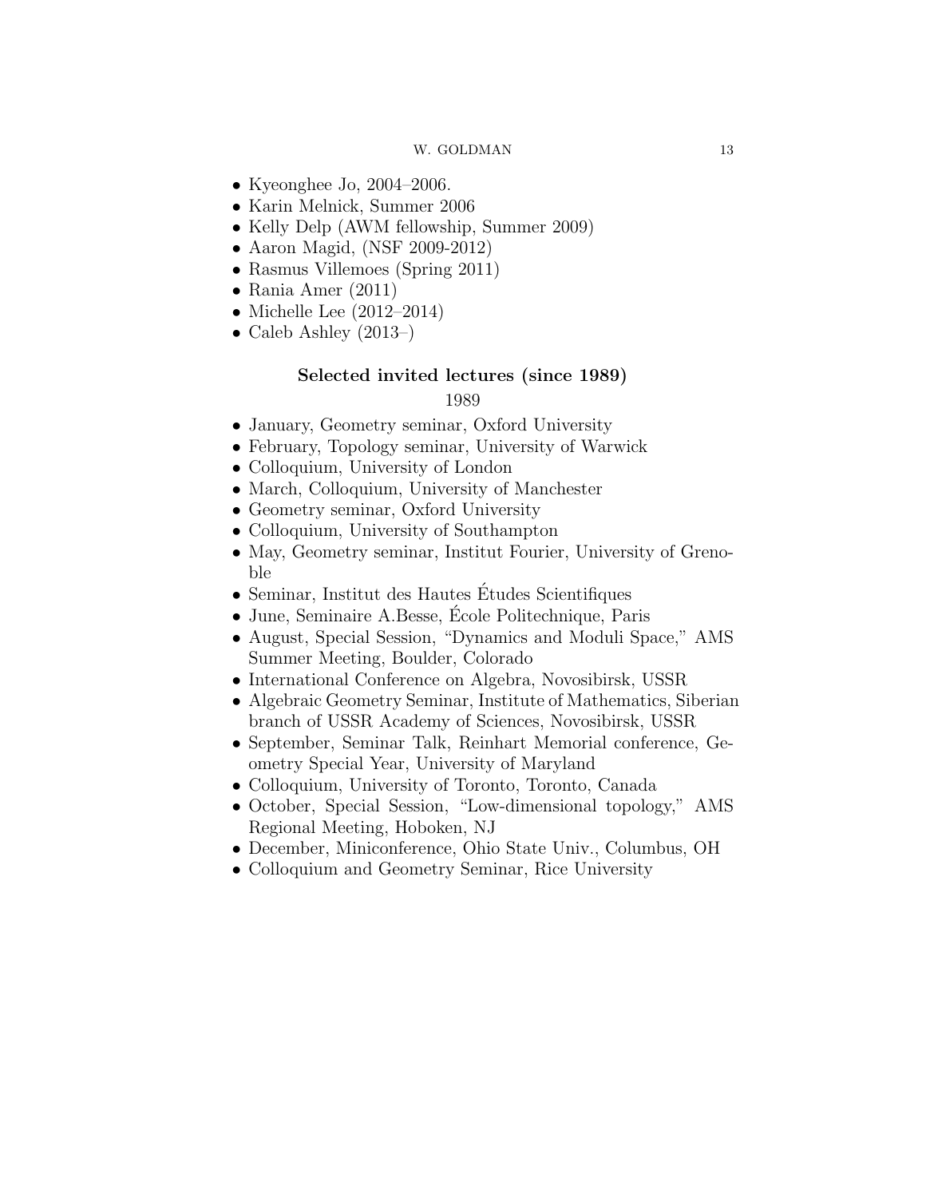- Kyeonghee Jo, 2004–2006.
- Karin Melnick, Summer 2006
- Kelly Delp (AWM fellowship, Summer 2009)
- Aaron Magid, (NSF 2009-2012)
- Rasmus Villemoes (Spring 2011)
- Rania Amer (2011)
- Michelle Lee (2012–2014)
- Caleb Ashley (2013–)

## Selected invited lectures (since 1989)

1989

- January, Geometry seminar, Oxford University
- February, Topology seminar, University of Warwick
- Colloquium, University of London
- March, Colloquium, University of Manchester
- Geometry seminar, Oxford University
- Colloquium, University of Southampton
- May, Geometry seminar, Institut Fourier, University of Grenoble
- Seminar, Institut des Hautes Études Scientifiques
- June, Seminaire A.Besse, École Politechnique, Paris
- August, Special Session, "Dynamics and Moduli Space," AMS Summer Meeting, Boulder, Colorado
- International Conference on Algebra, Novosibirsk, USSR
- Algebraic Geometry Seminar, Institute of Mathematics, Siberian branch of USSR Academy of Sciences, Novosibirsk, USSR
- September, Seminar Talk, Reinhart Memorial conference, Geometry Special Year, University of Maryland
- Colloquium, University of Toronto, Toronto, Canada
- October, Special Session, "Low-dimensional topology," AMS Regional Meeting, Hoboken, NJ
- December, Miniconference, Ohio State Univ., Columbus, OH
- Colloquium and Geometry Seminar, Rice University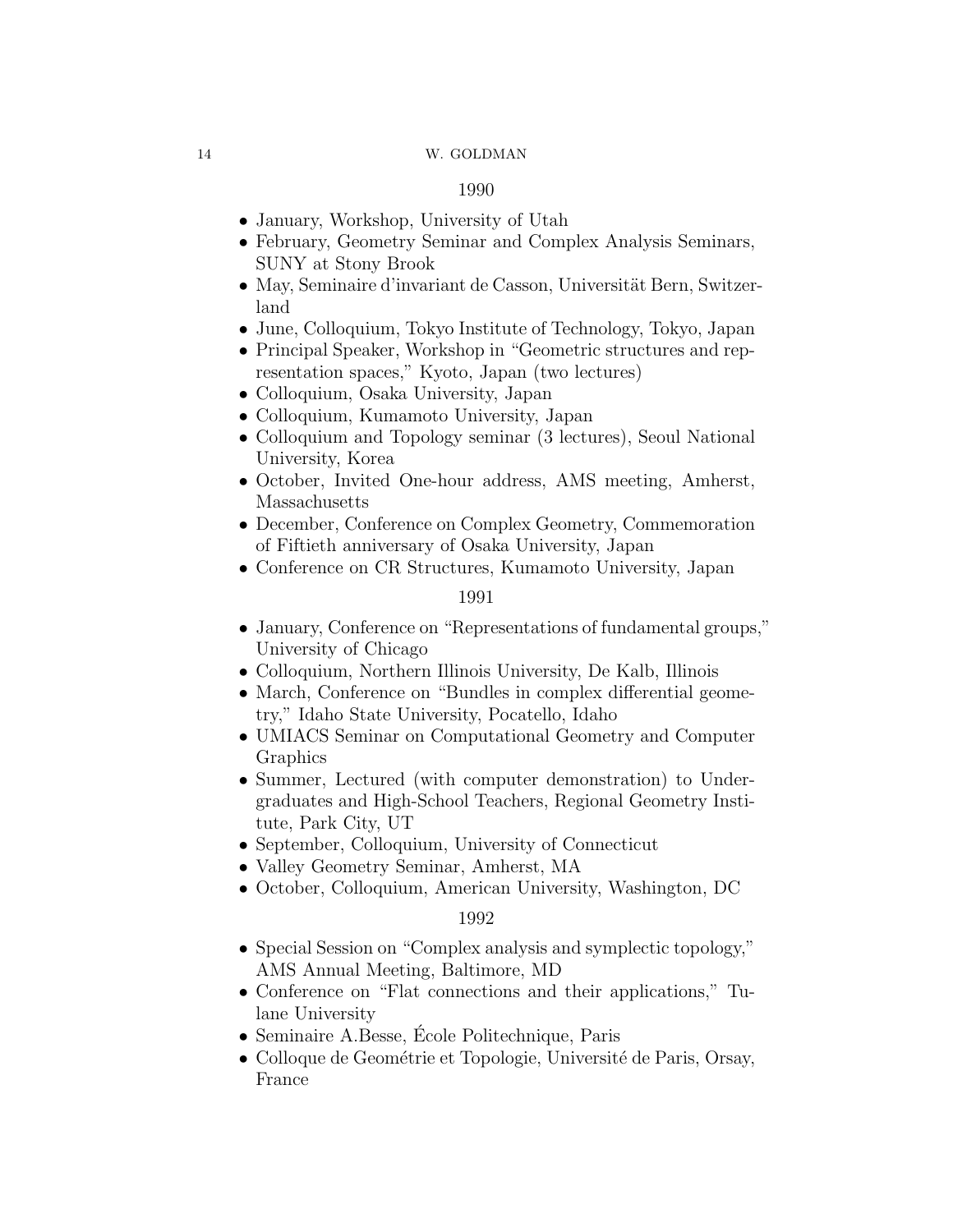## 1990

- January, Workshop, University of Utah
- February, Geometry Seminar and Complex Analysis Seminars, SUNY at Stony Brook
- May, Seminaire d'invariant de Casson, Universität Bern, Switzerland
- June, Colloquium, Tokyo Institute of Technology, Tokyo, Japan
- Principal Speaker, Workshop in "Geometric structures and representation spaces," Kyoto, Japan (two lectures)
- Colloquium, Osaka University, Japan
- Colloquium, Kumamoto University, Japan
- Colloquium and Topology seminar (3 lectures), Seoul National University, Korea
- October, Invited One-hour address, AMS meeting, Amherst, Massachusetts
- December, Conference on Complex Geometry, Commemoration of Fiftieth anniversary of Osaka University, Japan
- Conference on CR Structures, Kumamoto University, Japan

## 1991

- January, Conference on "Representations of fundamental groups," University of Chicago
- Colloquium, Northern Illinois University, De Kalb, Illinois
- March, Conference on "Bundles in complex differential geometry," Idaho State University, Pocatello, Idaho
- UMIACS Seminar on Computational Geometry and Computer Graphics
- Summer, Lectured (with computer demonstration) to Undergraduates and High-School Teachers, Regional Geometry Institute, Park City, UT
- September, Colloquium, University of Connecticut
- Valley Geometry Seminar, Amherst, MA
- October, Colloquium, American University, Washington, DC

## 1992

- Special Session on "Complex analysis and symplectic topology," AMS Annual Meeting, Baltimore, MD
- Conference on "Flat connections and their applications," Tulane University
- Seminaire A.Besse, École Politechnique, Paris
- Colloque de Geométrie et Topologie, Université de Paris, Orsay, France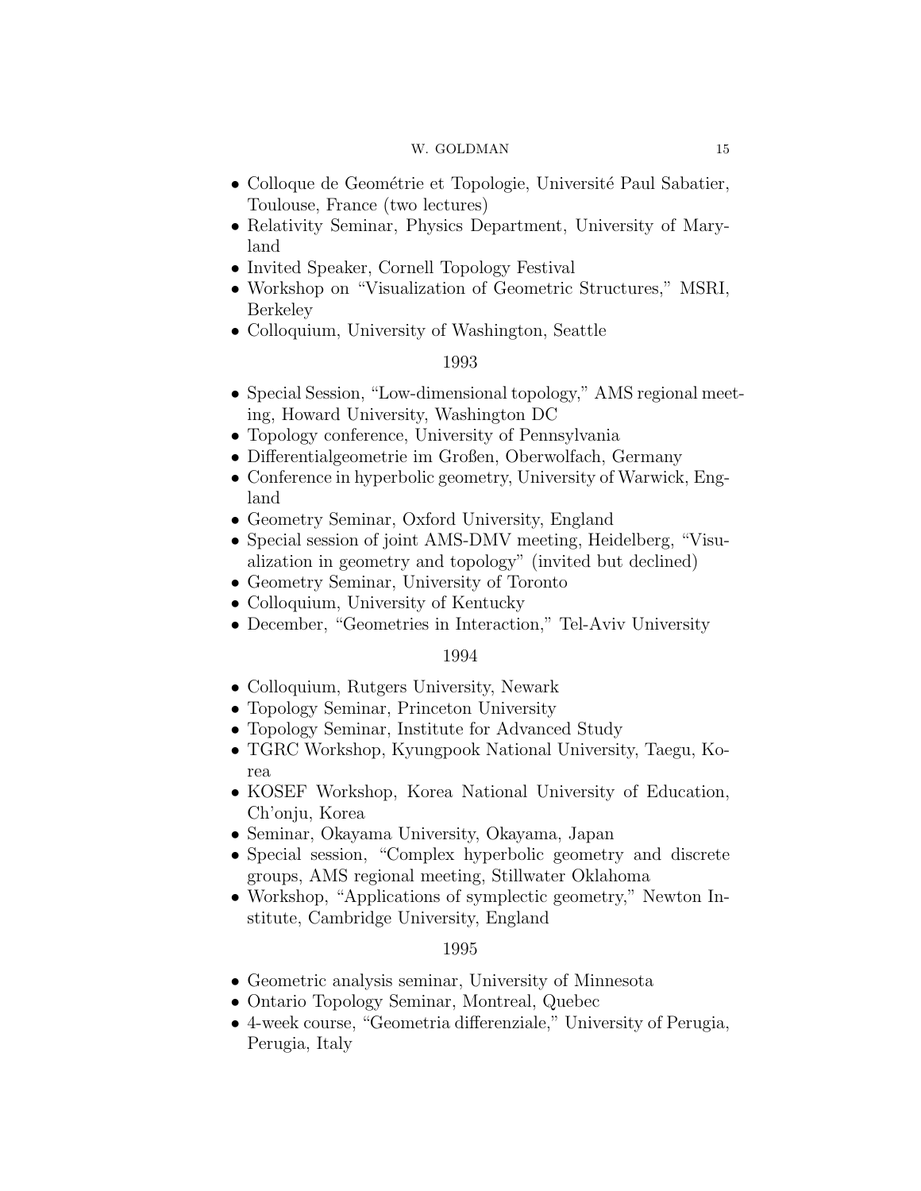- Colloque de Geométrie et Topologie, Université Paul Sabatier, Toulouse, France (two lectures)
- Relativity Seminar, Physics Department, University of Maryland
- Invited Speaker, Cornell Topology Festival
- Workshop on "Visualization of Geometric Structures," MSRI, Berkeley
- Colloquium, University of Washington, Seattle

1993

- Special Session, "Low-dimensional topology," AMS regional meeting, Howard University, Washington DC
- Topology conference, University of Pennsylvania
- Differentialgeometrie im Großen, Oberwolfach, Germany
- Conference in hyperbolic geometry, University of Warwick, England
- Geometry Seminar, Oxford University, England
- Special session of joint AMS-DMV meeting, Heidelberg, "Visualization in geometry and topology" (invited but declined)
- Geometry Seminar, University of Toronto
- Colloquium, University of Kentucky
- December, "Geometries in Interaction," Tel-Aviv University

1994

- Colloquium, Rutgers University, Newark
- Topology Seminar, Princeton University
- Topology Seminar, Institute for Advanced Study
- TGRC Workshop, Kyungpook National University, Taegu, Korea
- KOSEF Workshop, Korea National University of Education, Ch'onju, Korea
- Seminar, Okayama University, Okayama, Japan
- Special session, "Complex hyperbolic geometry and discrete groups, AMS regional meeting, Stillwater Oklahoma
- Workshop, "Applications of symplectic geometry," Newton Institute, Cambridge University, England

1995

- Geometric analysis seminar, University of Minnesota
- Ontario Topology Seminar, Montreal, Quebec
- 4-week course, "Geometria differenziale," University of Perugia, Perugia, Italy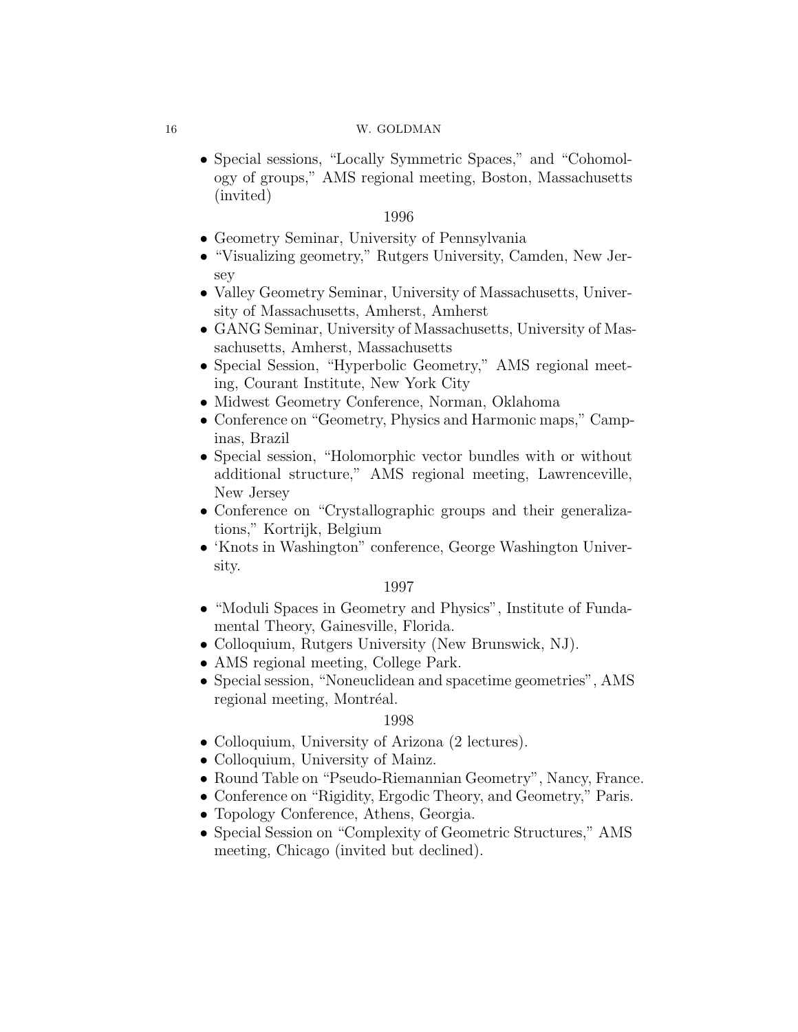- Special sessions, "Locally Symmetric Spaces," and "Cohomology of groups," AMS regional meeting, Boston, Massachusetts (invited)

1996

- Geometry Seminar, University of Pennsylvania
- "Visualizing geometry," Rutgers University, Camden, New Jersey
- Valley Geometry Seminar, University of Massachusetts, University of Massachusetts, Amherst, Amherst
- GANG Seminar, University of Massachusetts, University of Massachusetts, Amherst, Massachusetts
- Special Session, "Hyperbolic Geometry," AMS regional meeting, Courant Institute, New York City
- Midwest Geometry Conference, Norman, Oklahoma
- Conference on "Geometry, Physics and Harmonic maps," Campinas, Brazil
- Special session, "Holomorphic vector bundles with or without additional structure," AMS regional meeting, Lawrenceville, New Jersey
- Conference on "Crystallographic groups and their generalizations," Kortrijk, Belgium
- 'Knots in Washington" conference, George Washington University.

1997

- "Moduli Spaces in Geometry and Physics", Institute of Fundamental Theory, Gainesville, Florida.
- Colloquium, Rutgers University (New Brunswick, NJ).
- AMS regional meeting, College Park.
- Special session, "Noneuclidean and spacetime geometries", AMS regional meeting, Montréal.

1998

- Colloquium, University of Arizona (2 lectures).
- Colloquium, University of Mainz.
- Round Table on "Pseudo-Riemannian Geometry", Nancy, France.
- Conference on "Rigidity, Ergodic Theory, and Geometry," Paris.
- Topology Conference, Athens, Georgia.
- Special Session on "Complexity of Geometric Structures," AMS meeting, Chicago (invited but declined).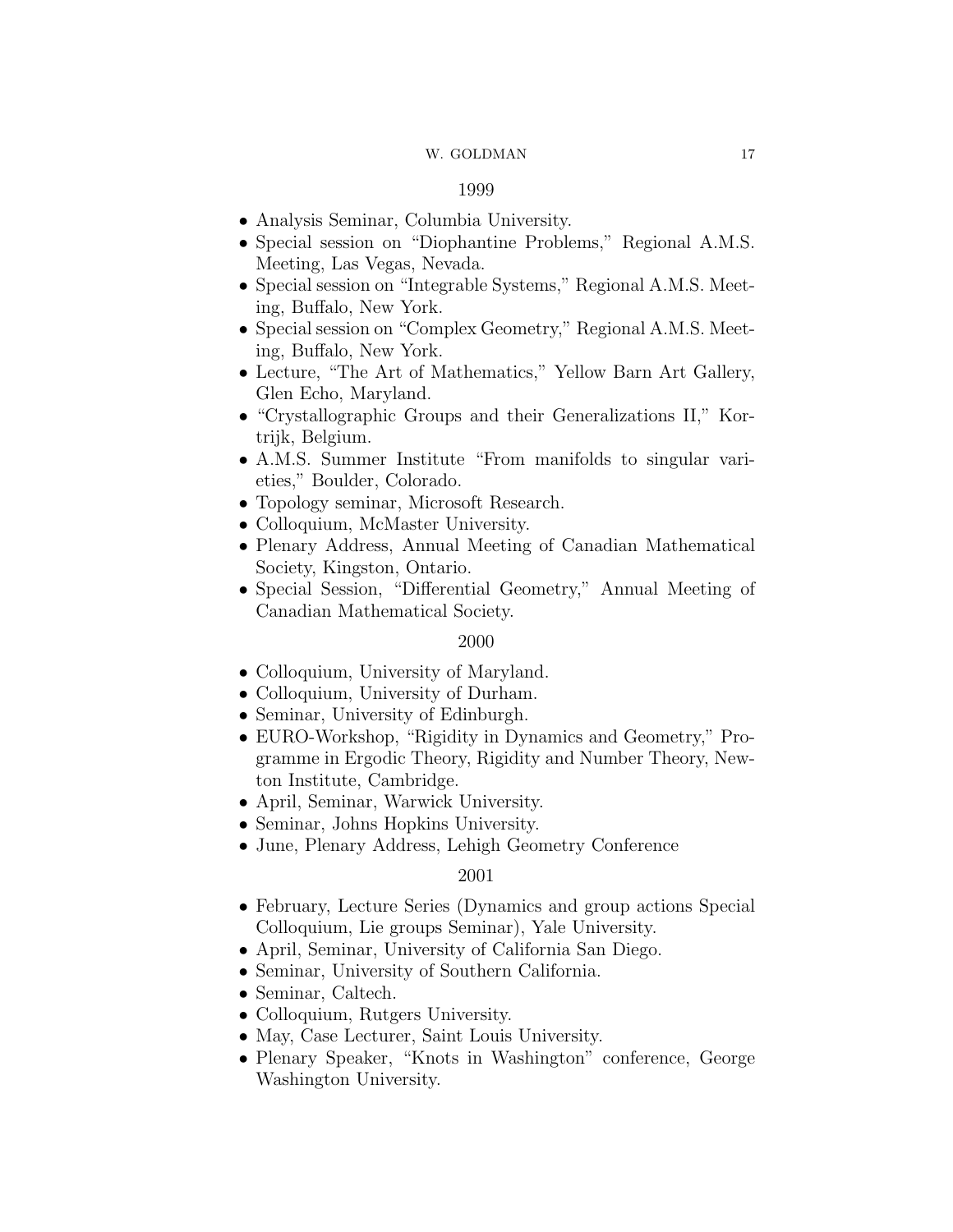### 1999

- Analysis Seminar, Columbia University.
- Special session on "Diophantine Problems," Regional A.M.S. Meeting, Las Vegas, Nevada.
- Special session on "Integrable Systems," Regional A.M.S. Meeting, Buffalo, New York.
- Special session on "Complex Geometry," Regional A.M.S. Meeting, Buffalo, New York.
- Lecture, "The Art of Mathematics," Yellow Barn Art Gallery, Glen Echo, Maryland.
- "Crystallographic Groups and their Generalizations II," Kortrijk, Belgium.
- A.M.S. Summer Institute "From manifolds to singular varieties," Boulder, Colorado.
- Topology seminar, Microsoft Research.
- Colloquium, McMaster University.
- Plenary Address, Annual Meeting of Canadian Mathematical Society, Kingston, Ontario.
- Special Session, "Differential Geometry," Annual Meeting of Canadian Mathematical Society.

### 2000

- Colloquium, University of Maryland.
- Colloquium, University of Durham.
- Seminar, University of Edinburgh.
- EURO-Workshop, "Rigidity in Dynamics and Geometry," Programme in Ergodic Theory, Rigidity and Number Theory, Newton Institute, Cambridge.
- April, Seminar, Warwick University.
- Seminar, Johns Hopkins University.
- June, Plenary Address, Lehigh Geometry Conference

### 2001

- February, Lecture Series (Dynamics and group actions Special Colloquium, Lie groups Seminar), Yale University.
- April, Seminar, University of California San Diego.
- Seminar, University of Southern California.
- Seminar, Caltech.
- Colloquium, Rutgers University.
- May, Case Lecturer, Saint Louis University.
- Plenary Speaker, "Knots in Washington" conference, George Washington University.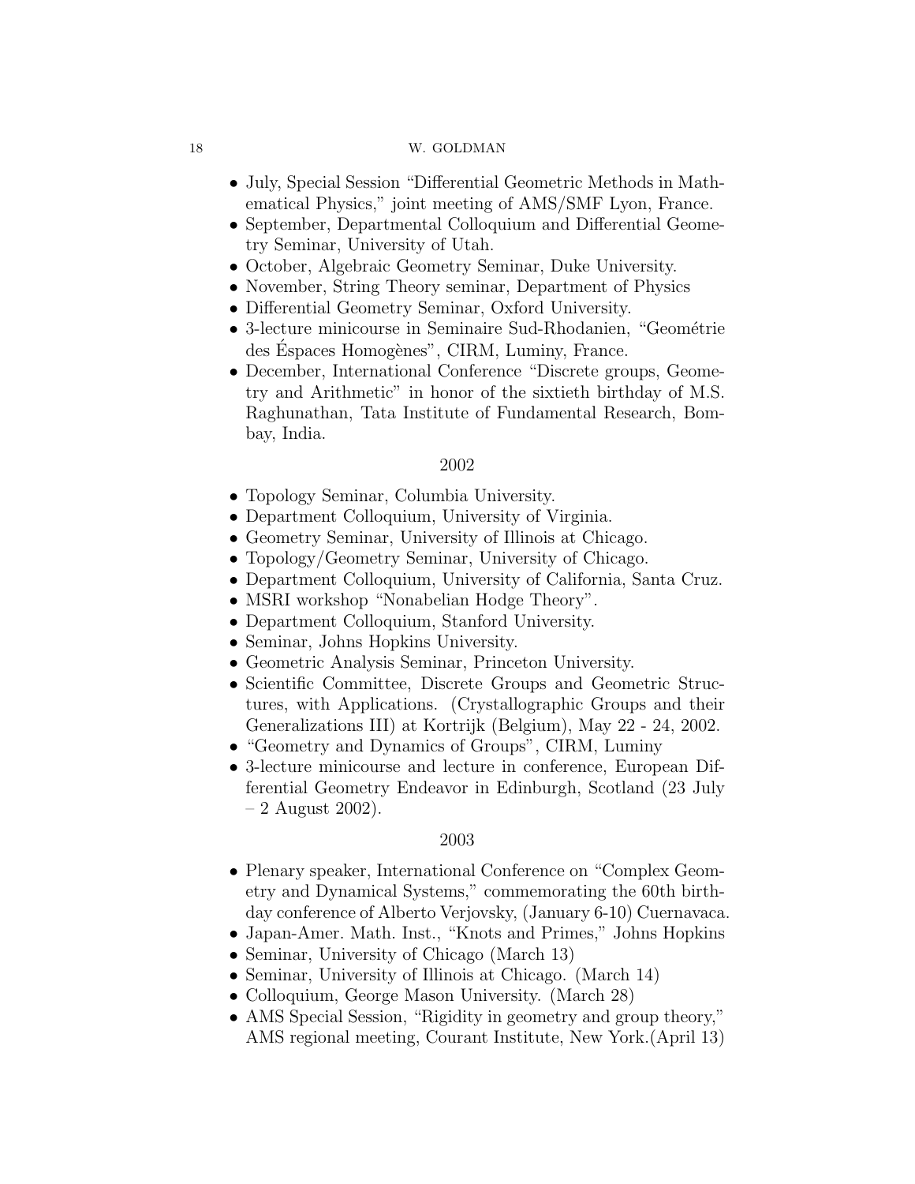- July, Special Session "Differential Geometric Methods in Mathematical Physics," joint meeting of AMS/SMF Lyon, France.
- September, Departmental Colloquium and Differential Geometry Seminar, University of Utah.
- October, Algebraic Geometry Seminar, Duke University.
- November, String Theory seminar, Department of Physics
- Differential Geometry Seminar, Oxford University.
- 3-lecture minicourse in Seminaire Sud-Rhodanien, "Geométrie des Éspaces Homogènes", CIRM, Luminy, France.
- December, International Conference "Discrete groups, Geometry and Arithmetic" in honor of the sixtieth birthday of M.S. Raghunathan, Tata Institute of Fundamental Research, Bombay, India.

2002

- Topology Seminar, Columbia University.
- Department Colloquium, University of Virginia.
- Geometry Seminar, University of Illinois at Chicago.
- Topology/Geometry Seminar, University of Chicago.
- Department Colloquium, University of California, Santa Cruz.
- MSRI workshop "Nonabelian Hodge Theory".
- Department Colloquium, Stanford University.
- Seminar, Johns Hopkins University.
- Geometric Analysis Seminar, Princeton University.
- Scientific Committee, Discrete Groups and Geometric Structures, with Applications. (Crystallographic Groups and their Generalizations III) at Kortrijk (Belgium), May 22 - 24, 2002.
- "Geometry and Dynamics of Groups", CIRM, Luminy
- 3-lecture minicourse and lecture in conference, European Differential Geometry Endeavor in Edinburgh, Scotland (23 July – 2 August 2002).

2003

- Plenary speaker, International Conference on "Complex Geometry and Dynamical Systems," commemorating the 60th birthday conference of Alberto Verjovsky, (January 6-10) Cuernavaca.
- Japan-Amer. Math. Inst., "Knots and Primes," Johns Hopkins
- Seminar, University of Chicago (March 13)
- Seminar, University of Illinois at Chicago. (March 14)
- Colloquium, George Mason University. (March 28)
- AMS Special Session, "Rigidity in geometry and group theory," AMS regional meeting, Courant Institute, New York.(April 13)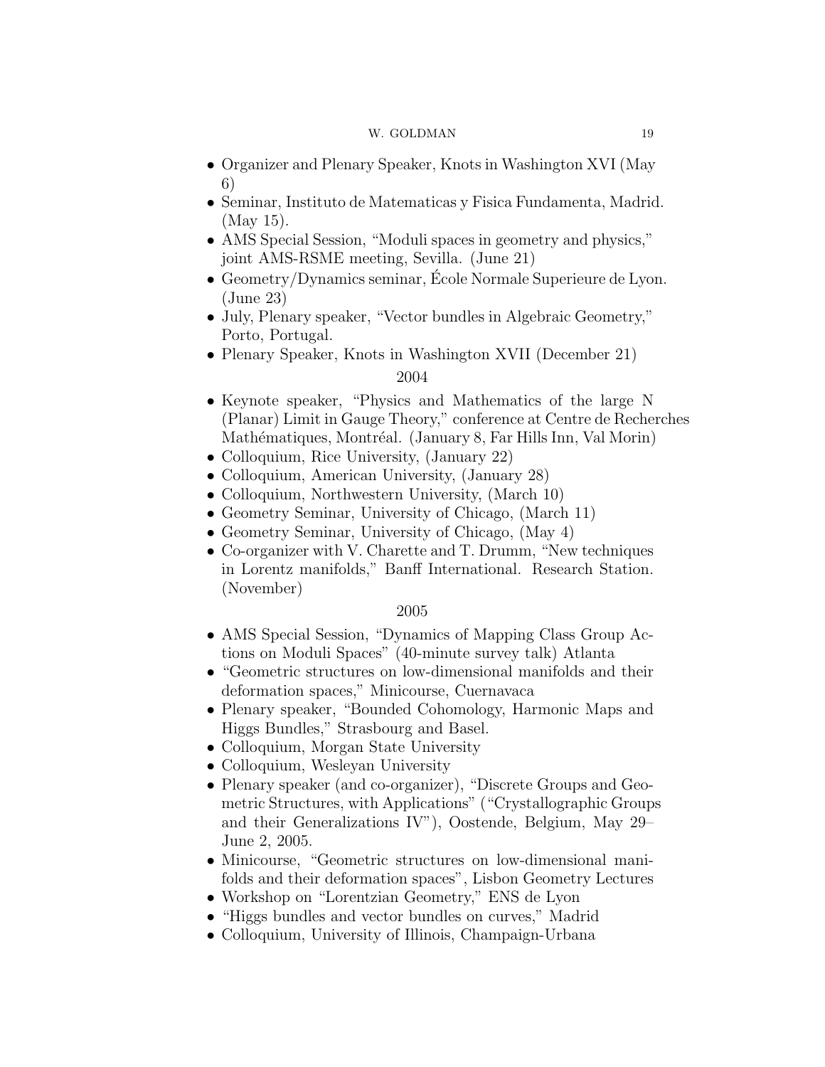- Organizer and Plenary Speaker, Knots in Washington XVI (May 6)
- Seminar, Instituto de Matematicas y Fisica Fundamenta, Madrid. (May 15).
- AMS Special Session, "Moduli spaces in geometry and physics," joint AMS-RSME meeting, Sevilla. (June 21)
- Geometry/Dynamics seminar, École Normale Superieure de Lyon. (June 23)
- July, Plenary speaker, "Vector bundles in Algebraic Geometry," Porto, Portugal.
- Plenary Speaker, Knots in Washington XVII (December 21)

2004

- Keynote speaker, "Physics and Mathematics of the large N (Planar) Limit in Gauge Theory," conference at Centre de Recherches Mathématiques, Montréal. (January 8, Far Hills Inn, Val Morin)
- Colloquium, Rice University, (January 22)
- Colloquium, American University, (January 28)
- Colloquium, Northwestern University, (March 10)
- Geometry Seminar, University of Chicago, (March 11)
- Geometry Seminar, University of Chicago, (May 4)
- Co-organizer with V. Charette and T. Drumm, "New techniques in Lorentz manifolds," Banff International. Research Station. (November)

2005

- AMS Special Session, "Dynamics of Mapping Class Group Actions on Moduli Spaces" (40-minute survey talk) Atlanta
- "Geometric structures on low-dimensional manifolds and their deformation spaces," Minicourse, Cuernavaca
- Plenary speaker, "Bounded Cohomology, Harmonic Maps and Higgs Bundles," Strasbourg and Basel.
- Colloquium, Morgan State University
- Colloquium, Wesleyan University
- Plenary speaker (and co-organizer), "Discrete Groups and Geometric Structures, with Applications" ("Crystallographic Groups and their Generalizations IV"), Oostende, Belgium, May 29–June 2, 2005.
- Minicourse, "Geometric structures on low-dimensional manifolds and their deformation spaces", Lisbon Geometry Lectures
- Workshop on "Lorentzian Geometry," ENS de Lyon
- "Higgs bundles and vector bundles on curves," Madrid
- Colloquium, University of Illinois, Champaign-Urbana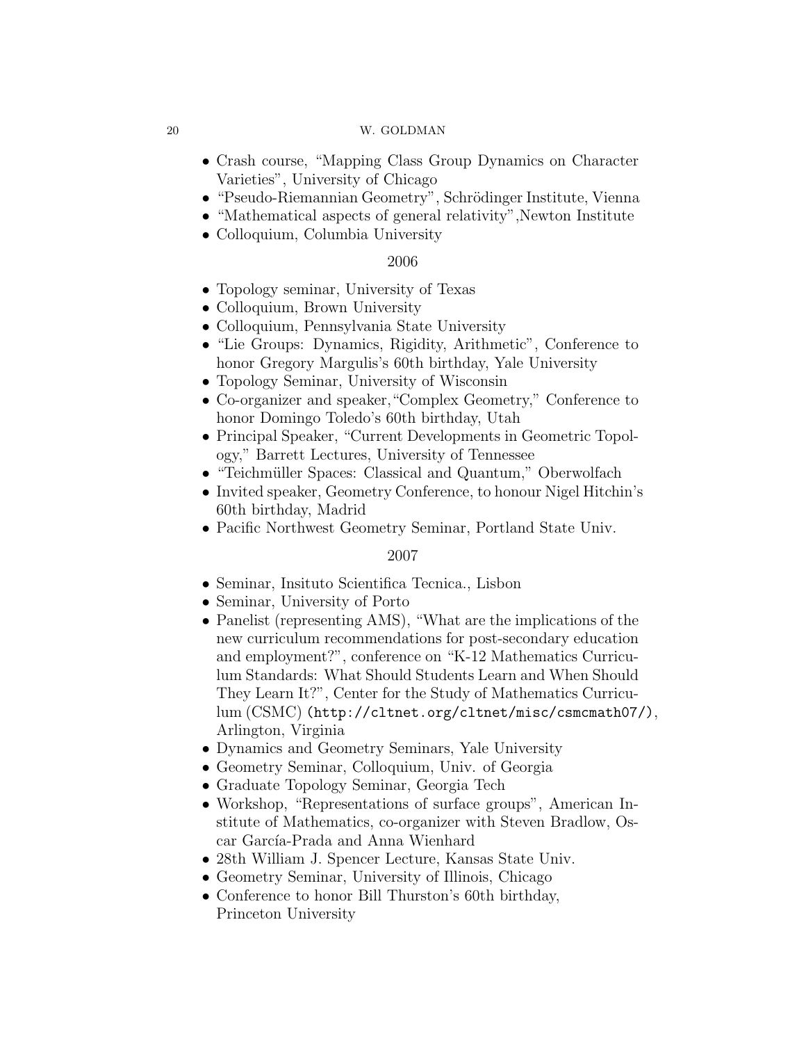- Crash course, “Mapping Class Group Dynamics on Character Varieties”, University of Chicago
- “Pseudo-Riemannian Geometry”, Schrödinger Institute, Vienna
- “Mathematical aspects of general relativity”,Newton Institute
- Colloquium, Columbia University

2006

- Topology seminar, University of Texas
- Colloquium, Brown University
- Colloquium, Pennsylvania State University
- “Lie Groups: Dynamics, Rigidity, Arithmetic”, Conference to honor Gregory Margulis's 60th birthday, Yale University
- Topology Seminar, University of Wisconsin
- Co-organizer and speaker,“Complex Geometry,” Conference to honor Domingo Toledo's 60th birthday, Utah
- Principal Speaker, “Current Developments in Geometric Topology,” Barrett Lectures, University of Tennessee
- “Teichmüller Spaces: Classical and Quantum,” Oberwolfach
- Invited speaker, Geometry Conference, to honour Nigel Hitchin's 60th birthday, Madrid
- Pacific Northwest Geometry Seminar, Portland State Univ.

2007

- Seminar, Insituto Scientifica Tecnica., Lisbon
- Seminar, University of Porto
- Panelist (representing AMS), “What are the implications of the new curriculum recommendations for post-secondary education and employment?”, conference on “K-12 Mathematics Curriculum Standards: What Should Students Learn and When Should They Learn It?”, Center for the Study of Mathematics Curriculum (CSMC) (`http://cltnet.org/cltnet/misc/csmcmath07/`), Arlington, Virginia
- Dynamics and Geometry Seminars, Yale University
- Geometry Seminar, Colloquium, Univ. of Georgia
- Graduate Topology Seminar, Georgia Tech
- Workshop, “Representations of surface groups”, American Institute of Mathematics, co-organizer with Steven Bradlow, Oscar García-Prada and Anna Wienhard
- 28th William J. Spencer Lecture, Kansas State Univ.
- Geometry Seminar, University of Illinois, Chicago
- Conference to honor Bill Thurston's 60th birthday, Princeton University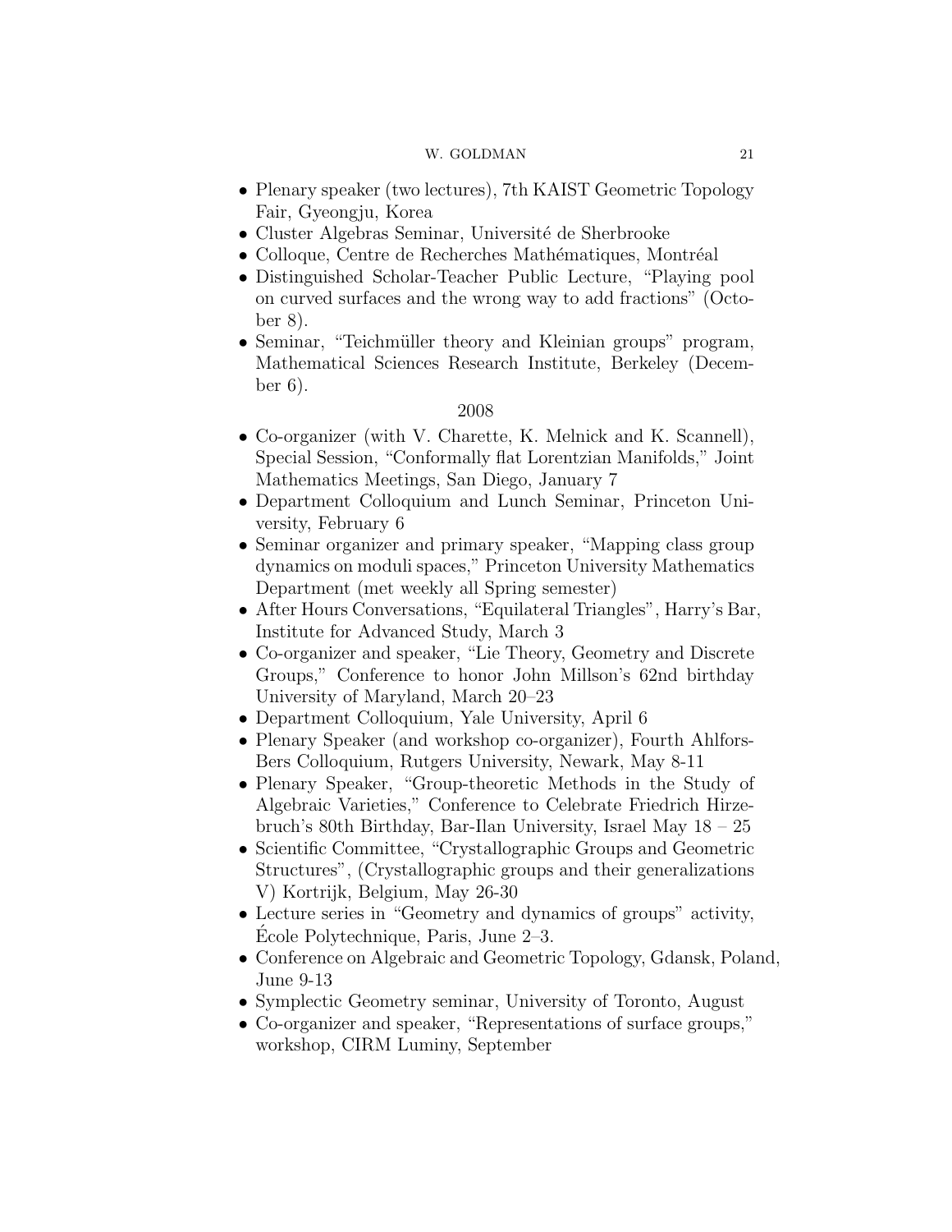- Plenary speaker (two lectures), 7th KAIST Geometric Topology Fair, Gyeongju, Korea
- Cluster Algebras Seminar, Université de Sherbrooke
- Colloque, Centre de Recherches Mathématiques, Montréal
- Distinguished Scholar-Teacher Public Lecture, "Playing pool on curved surfaces and the wrong way to add fractions" (October 8).
- Seminar, "Teichmüller theory and Kleinian groups" program, Mathematical Sciences Research Institute, Berkeley (December 6).

2008

- Co-organizer (with V. Charette, K. Melnick and K. Scannell), Special Session, "Conformally flat Lorentzian Manifolds," Joint Mathematics Meetings, San Diego, January 7
- Department Colloquium and Lunch Seminar, Princeton University, February 6
- Seminar organizer and primary speaker, "Mapping class group dynamics on moduli spaces," Princeton University Mathematics Department (met weekly all Spring semester)
- After Hours Conversations, "Equilateral Triangles", Harry's Bar, Institute for Advanced Study, March 3
- Co-organizer and speaker, "Lie Theory, Geometry and Discrete Groups," Conference to honor John Millson's 62nd birthday University of Maryland, March 20–23
- Department Colloquium, Yale University, April 6
- Plenary Speaker (and workshop co-organizer), Fourth Ahlfors-Bers Colloquium, Rutgers University, Newark, May 8-11
- Plenary Speaker, "Group-theoretic Methods in the Study of Algebraic Varieties," Conference to Celebrate Friedrich Hirzebruch's 80th Birthday, Bar-Ilan University, Israel May 18 – 25
- Scientific Committee, "Crystallographic Groups and Geometric Structures", (Crystallographic groups and their generalizations V) Kortrijk, Belgium, May 26-30
- Lecture series in "Geometry and dynamics of groups" activity, École Polytechnique, Paris, June 2–3.
- Conference on Algebraic and Geometric Topology, Gdansk, Poland, June 9-13
- Symplectic Geometry seminar, University of Toronto, August
- Co-organizer and speaker, "Representations of surface groups," workshop, CIRM Luminy, September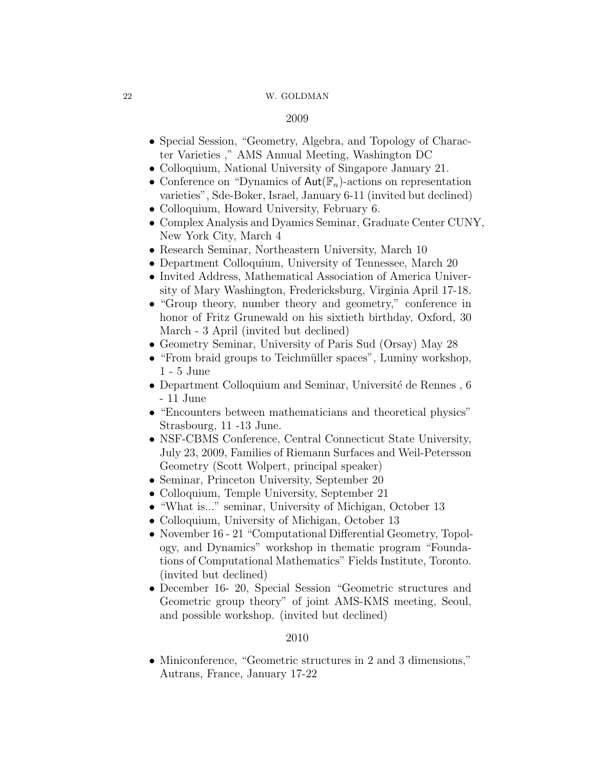## 2009

- Special Session, "Geometry, Algebra, and Topology of Character Varieties ," AMS Annual Meeting, Washington DC
- Colloquium, National University of Singapore January 21.
- Conference on "Dynamics of $\mathsf{Aut}(\mathbb{F}_n)$-actions on representation varieties", Sde-Boker, Israel, January 6-11 (invited but declined)
- Colloquium, Howard University, February 6.
- Complex Analysis and Dyamics Seminar, Graduate Center CUNY, New York City, March 4
- Research Seminar, Northeastern University, March 10
- Department Colloquium, University of Tennessee, March 20
- Invited Address, Mathematical Association of America University of Mary Washington, Fredericksburg, Virginia April 17-18.
- "Group theory, number theory and geometry," conference in honor of Fritz Grunewald on his sixtieth birthday, Oxford, 30 March - 3 April (invited but declined)
- Geometry Seminar, University of Paris Sud (Orsay) May 28
- "From braid groups to Teichmüller spaces", Luminy workshop, 1 - 5 June
- Department Colloquium and Seminar, Université de Rennes , 6 - 11 June
- "Encounters between mathematicians and theoretical physics" Strasbourg, 11 -13 June.
- NSF-CBMS Conference, Central Connecticut State University, July 23, 2009, Families of Riemann Surfaces and Weil-Petersson Geometry (Scott Wolpert, principal speaker)
- Seminar, Princeton University, September 20
- Colloquium, Temple University, September 21
- "What is..." seminar, University of Michigan, October 13
- Colloquium, University of Michigan, October 13
- November 16 - 21 "Computational Differential Geometry, Topology, and Dynamics" workshop in thematic program "Foundations of Computational Mathematics" Fields Institute, Toronto. (invited but declined)
- December 16- 20, Special Session "Geometric structures and Geometric group theory" of joint AMS-KMS meeting, Seoul, and possible workshop. (invited but declined)

## 2010

- Miniconference, "Geometric structures in 2 and 3 dimensions," Autrans, France, January 17-22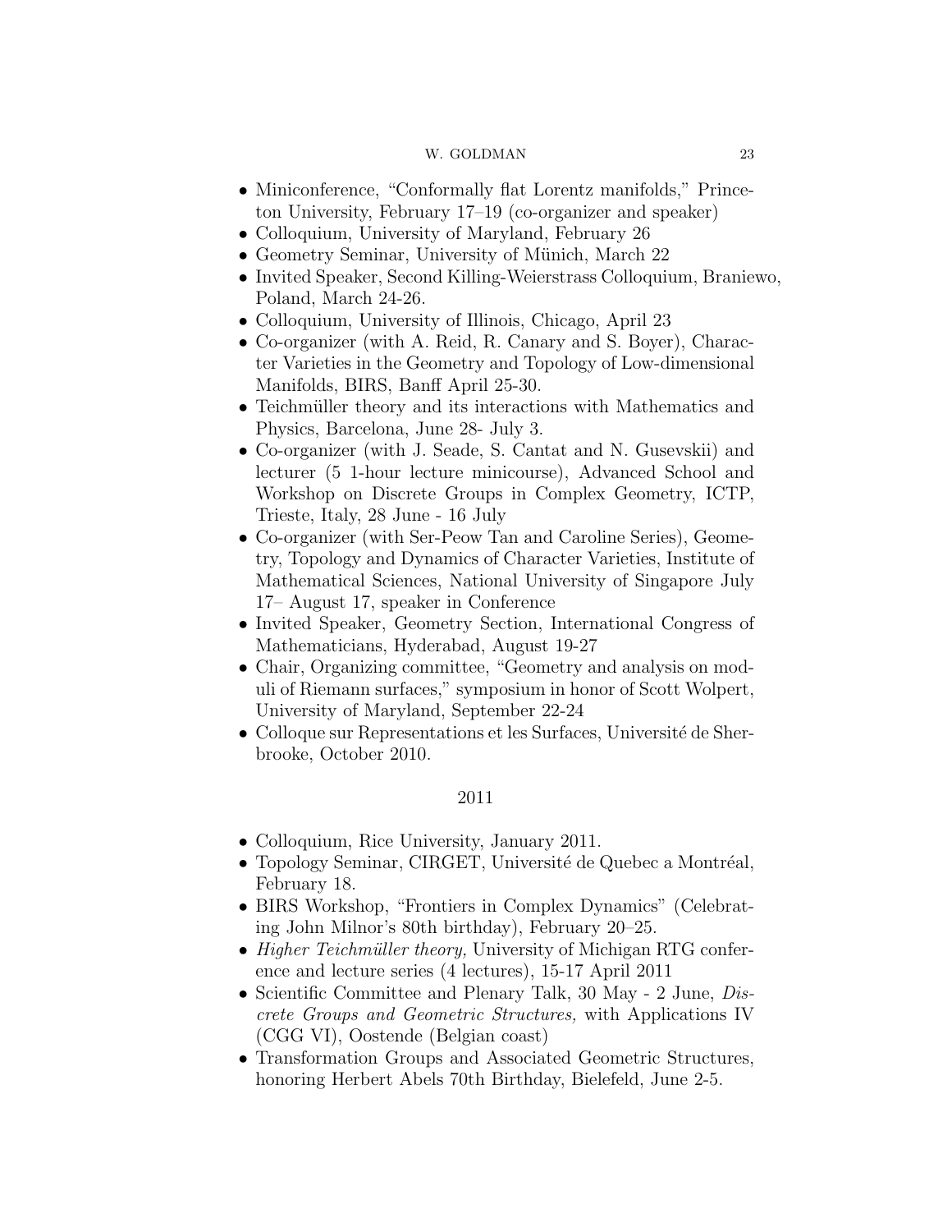- Miniconference, "Conformally flat Lorentz manifolds," Princeton University, February 17–19 (co-organizer and speaker)
- Colloquium, University of Maryland, February 26
- Geometry Seminar, University of Münich, March 22
- Invited Speaker, Second Killing-Weierstrass Colloquium, Braniewo, Poland, March 24-26.
- Colloquium, University of Illinois, Chicago, April 23
- Co-organizer (with A. Reid, R. Canary and S. Boyer), Character Varieties in the Geometry and Topology of Low-dimensional Manifolds, BIRS, Banff April 25-30.
- Teichmüller theory and its interactions with Mathematics and Physics, Barcelona, June 28- July 3.
- Co-organizer (with J. Seade, S. Cantat and N. Gusevskii) and lecturer (5 1-hour lecture minicourse), Advanced School and Workshop on Discrete Groups in Complex Geometry, ICTP, Trieste, Italy, 28 June - 16 July
- Co-organizer (with Ser-Peow Tan and Caroline Series), Geometry, Topology and Dynamics of Character Varieties, Institute of Mathematical Sciences, National University of Singapore July 17– August 17, speaker in Conference
- Invited Speaker, Geometry Section, International Congress of Mathematicians, Hyderabad, August 19-27
- Chair, Organizing committee, "Geometry and analysis on moduli of Riemann surfaces," symposium in honor of Scott Wolpert, University of Maryland, September 22-24
- Colloque sur Representations et les Surfaces, Université de Sherbrooke, October 2010.

## 2011

- Colloquium, Rice University, January 2011.
- Topology Seminar, CIRGET, Université de Quebec a Montréal, February 18.
- BIRS Workshop, "Frontiers in Complex Dynamics" (Celebrating John Milnor's 80th birthday), February 20–25.
- *Higher Teichmüller theory,* University of Michigan RTG conference and lecture series (4 lectures), 15-17 April 2011
- Scientific Committee and Plenary Talk, 30 May - 2 June, *Discrete Groups and Geometric Structures,* with Applications IV (CGG VI), Oostende (Belgian coast)
- Transformation Groups and Associated Geometric Structures, honoring Herbert Abels 70th Birthday, Bielefeld, June 2-5.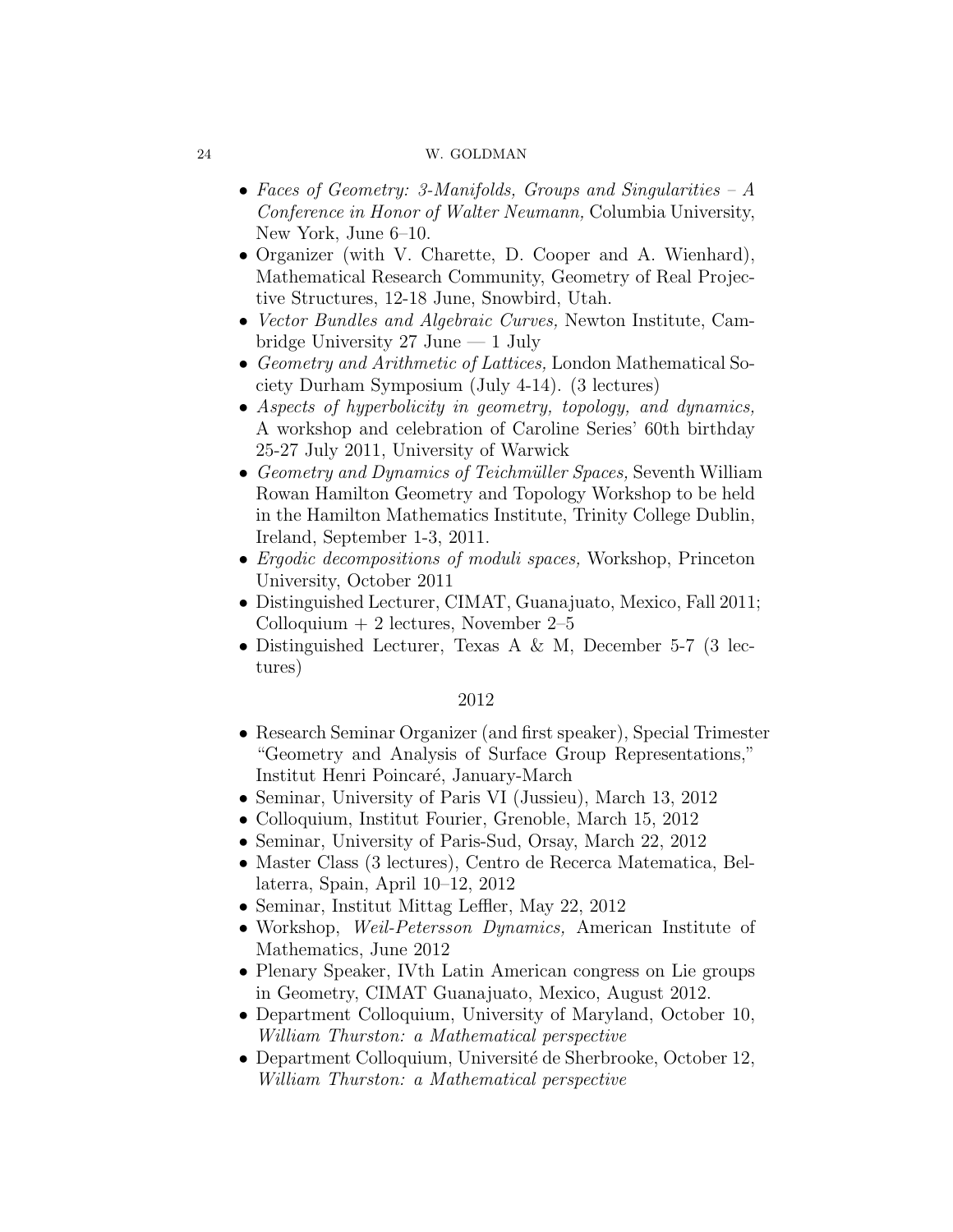- *Faces of Geometry: 3-Manifolds, Groups and Singularities – A Conference in Honor of Walter Neumann,* Columbia University, New York, June 6–10.
- Organizer (with V. Charette, D. Cooper and A. Wienhard), Mathematical Research Community, Geometry of Real Projective Structures, 12-18 June, Snowbird, Utah.
- *Vector Bundles and Algebraic Curves,* Newton Institute, Cambridge University 27 June — 1 July
- *Geometry and Arithmetic of Lattices,* London Mathematical Society Durham Symposium (July 4-14). (3 lectures)
- *Aspects of hyperbolicity in geometry, topology, and dynamics,* A workshop and celebration of Caroline Series' 60th birthday 25-27 July 2011, University of Warwick
- *Geometry and Dynamics of Teichmüller Spaces,* Seventh William Rowan Hamilton Geometry and Topology Workshop to be held in the Hamilton Mathematics Institute, Trinity College Dublin, Ireland, September 1-3, 2011.
- *Ergodic decompositions of moduli spaces,* Workshop, Princeton University, October 2011
- Distinguished Lecturer, CIMAT, Guanajuato, Mexico, Fall 2011; Colloquium + 2 lectures, November 2–5
- Distinguished Lecturer, Texas A & M, December 5-7 (3 lectures)

### 2012

- Research Seminar Organizer (and first speaker), Special Trimester "Geometry and Analysis of Surface Group Representations," Institut Henri Poincaré, January-March
- Seminar, University of Paris VI (Jussieu), March 13, 2012
- Colloquium, Institut Fourier, Grenoble, March 15, 2012
- Seminar, University of Paris-Sud, Orsay, March 22, 2012
- Master Class (3 lectures), Centro de Recerca Matematica, Bellaterra, Spain, April 10–12, 2012
- Seminar, Institut Mittag Leffler, May 22, 2012
- Workshop, *Weil-Petersson Dynamics,* American Institute of Mathematics, June 2012
- Plenary Speaker, IVth Latin American congress on Lie groups in Geometry, CIMAT Guanajuato, Mexico, August 2012.
- Department Colloquium, University of Maryland, October 10, *William Thurston: a Mathematical perspective*
- Department Colloquium, Université de Sherbrooke, October 12, *William Thurston: a Mathematical perspective*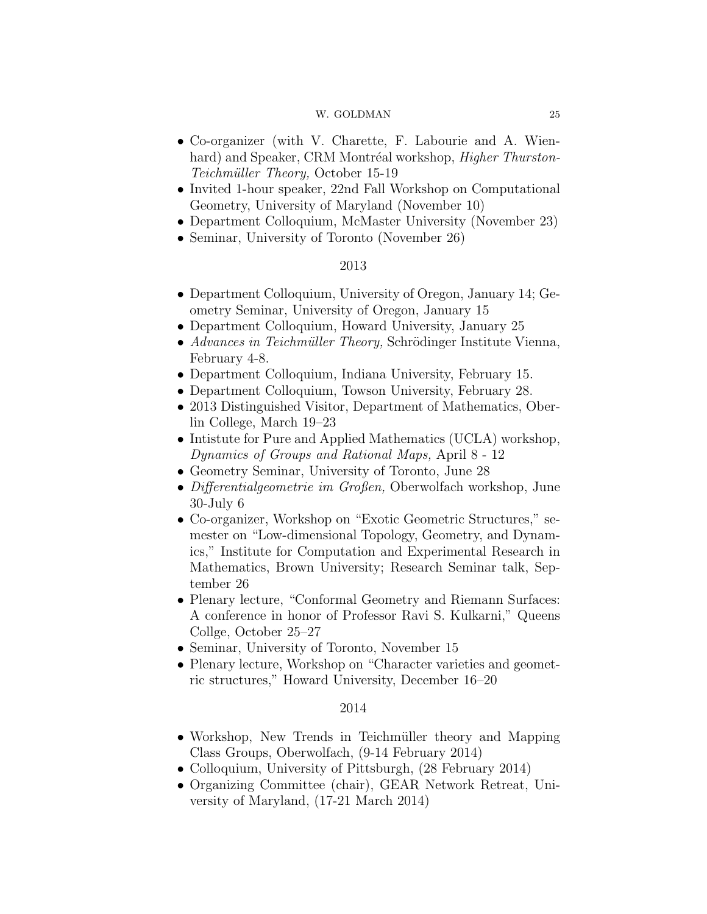- Co-organizer (with V. Charette, F. Labourie and A. Wienhard) and Speaker, CRM Montréal workshop, *Higher Thurston-Teichmüller Theory,* October 15-19
- Invited 1-hour speaker, 22nd Fall Workshop on Computational Geometry, University of Maryland (November 10)
- Department Colloquium, McMaster University (November 23)
- Seminar, University of Toronto (November 26)

2013

- Department Colloquium, University of Oregon, January 14; Geometry Seminar, University of Oregon, January 15
- Department Colloquium, Howard University, January 25
- *Advances in Teichmüller Theory,* Schrödinger Institute Vienna, February 4-8.
- Department Colloquium, Indiana University, February 15.
- Department Colloquium, Towson University, February 28.
- 2013 Distinguished Visitor, Department of Mathematics, Oberlin College, March 19–23
- Intistute for Pure and Applied Mathematics (UCLA) workshop, *Dynamics of Groups and Rational Maps,* April 8 - 12
- Geometry Seminar, University of Toronto, June 28
- *Differentialgeometrie im Großen,* Oberwolfach workshop, June 30-July 6
- Co-organizer, Workshop on "Exotic Geometric Structures," semester on "Low-dimensional Topology, Geometry, and Dynamics," Institute for Computation and Experimental Research in Mathematics, Brown University; Research Seminar talk, September 26
- Plenary lecture, "Conformal Geometry and Riemann Surfaces: A conference in honor of Professor Ravi S. Kulkarni," Queens Collge, October 25–27
- Seminar, University of Toronto, November 15
- Plenary lecture, Workshop on "Character varieties and geometric structures," Howard University, December 16–20

2014

- Workshop, New Trends in Teichmüller theory and Mapping Class Groups, Oberwolfach, (9-14 February 2014)
- Colloquium, University of Pittsburgh, (28 February 2014)
- Organizing Committee (chair), GEAR Network Retreat, University of Maryland, (17-21 March 2014)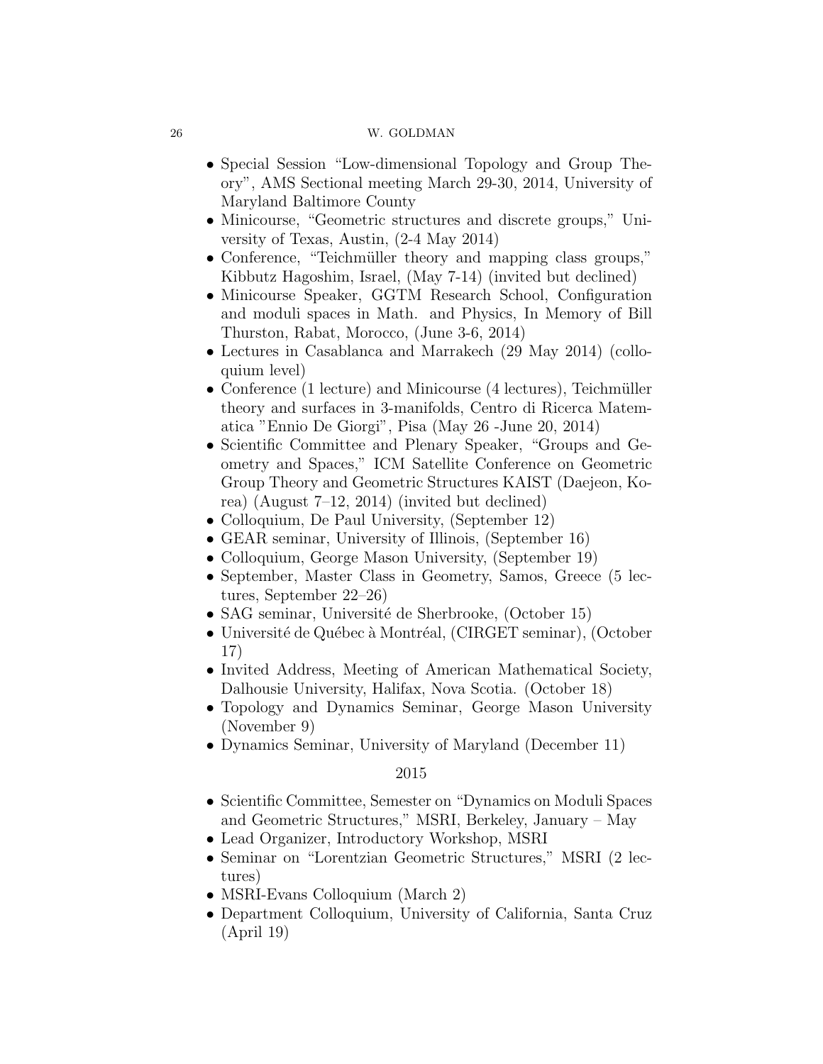- Special Session "Low-dimensional Topology and Group Theory", AMS Sectional meeting March 29-30, 2014, University of Maryland Baltimore County
- Minicourse, "Geometric structures and discrete groups," University of Texas, Austin, (2-4 May 2014)
- Conference, "Teichmüller theory and mapping class groups," Kibbutz Hagoshim, Israel, (May 7-14) (invited but declined)
- Minicourse Speaker, GGTM Research School, Configuration and moduli spaces in Math. and Physics, In Memory of Bill Thurston, Rabat, Morocco, (June 3-6, 2014)
- Lectures in Casablanca and Marrakech (29 May 2014) (colloquium level)
- Conference (1 lecture) and Minicourse (4 lectures), Teichmüller theory and surfaces in 3-manifolds, Centro di Ricerca Matematica "Ennio De Giorgi", Pisa (May 26 -June 20, 2014)
- Scientific Committee and Plenary Speaker, "Groups and Geometry and Spaces," ICM Satellite Conference on Geometric Group Theory and Geometric Structures KAIST (Daejeon, Korea) (August 7–12, 2014) (invited but declined)
- Colloquium, De Paul University, (September 12)
- GEAR seminar, University of Illinois, (September 16)
- Colloquium, George Mason University, (September 19)
- September, Master Class in Geometry, Samos, Greece (5 lectures, September 22–26)
- SAG seminar, Université de Sherbrooke, (October 15)
- Université de Québec à Montréal, (CIRGET seminar), (October 17)
- Invited Address, Meeting of American Mathematical Society, Dalhousie University, Halifax, Nova Scotia. (October 18)
- Topology and Dynamics Seminar, George Mason University (November 9)
- Dynamics Seminar, University of Maryland (December 11)

2015

- Scientific Committee, Semester on "Dynamics on Moduli Spaces and Geometric Structures," MSRI, Berkeley, January – May
- Lead Organizer, Introductory Workshop, MSRI
- Seminar on "Lorentzian Geometric Structures," MSRI (2 lectures)
- MSRI-Evans Colloquium (March 2)
- Department Colloquium, University of California, Santa Cruz (April 19)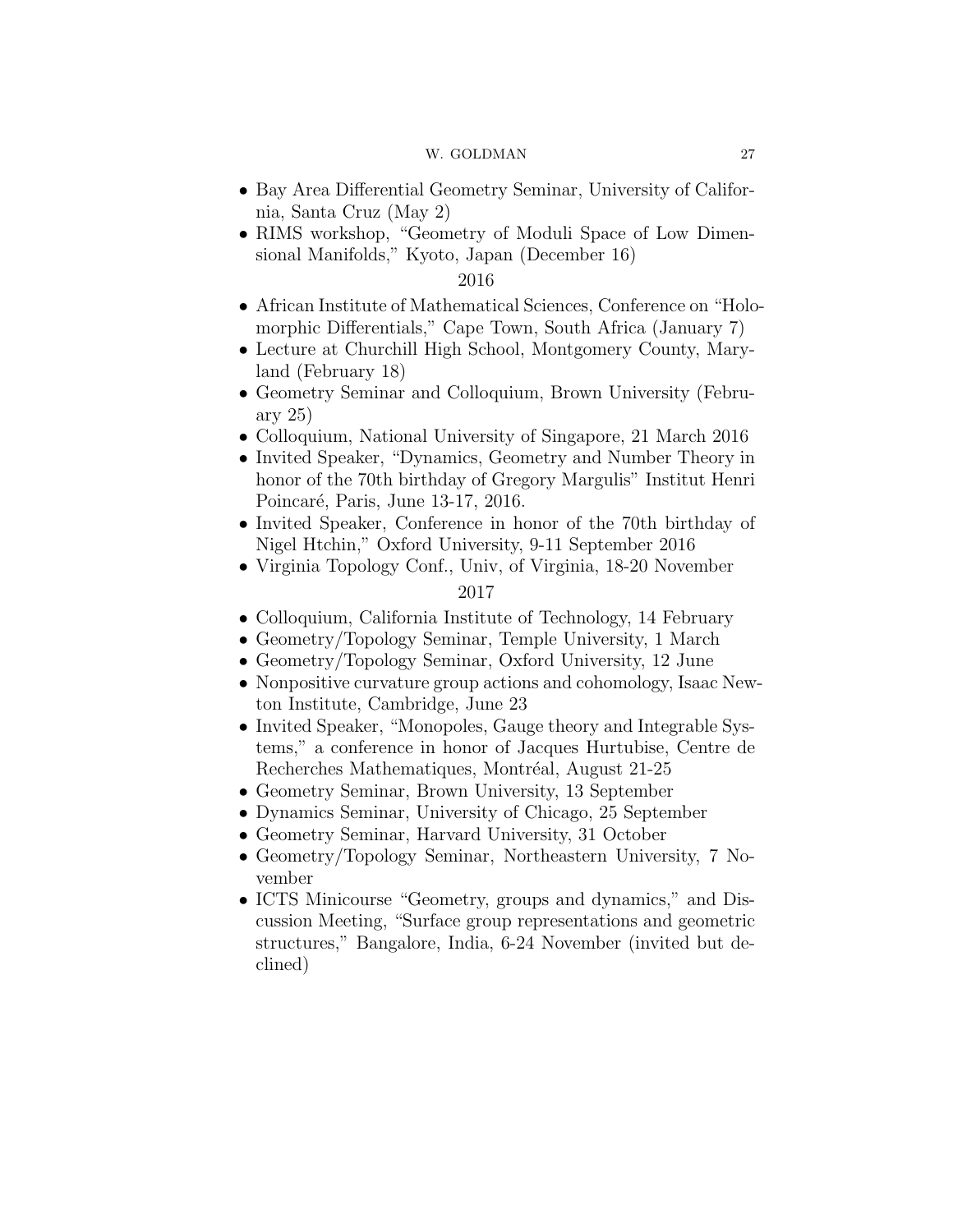- Bay Area Differential Geometry Seminar, University of California, Santa Cruz (May 2)
- RIMS workshop, "Geometry of Moduli Space of Low Dimensional Manifolds," Kyoto, Japan (December 16)

2016

- African Institute of Mathematical Sciences, Conference on "Holomorphic Differentials," Cape Town, South Africa (January 7)
- Lecture at Churchill High School, Montgomery County, Maryland (February 18)
- Geometry Seminar and Colloquium, Brown University (February 25)
- Colloquium, National University of Singapore, 21 March 2016
- Invited Speaker, "Dynamics, Geometry and Number Theory in honor of the 70th birthday of Gregory Margulis" Institut Henri Poincaré, Paris, June 13-17, 2016.
- Invited Speaker, Conference in honor of the 70th birthday of Nigel Htchin," Oxford University, 9-11 September 2016
- Virginia Topology Conf., Univ, of Virginia, 18-20 November

2017

- Colloquium, California Institute of Technology, 14 February
- Geometry/Topology Seminar, Temple University, 1 March
- Geometry/Topology Seminar, Oxford University, 12 June
- Nonpositive curvature group actions and cohomology, Isaac Newton Institute, Cambridge, June 23
- Invited Speaker, "Monopoles, Gauge theory and Integrable Systems," a conference in honor of Jacques Hurtubise, Centre de Recherches Mathematiques, Montréal, August 21-25
- Geometry Seminar, Brown University, 13 September
- Dynamics Seminar, University of Chicago, 25 September
- Geometry Seminar, Harvard University, 31 October
- Geometry/Topology Seminar, Northeastern University, 7 November
- ICTS Minicourse "Geometry, groups and dynamics," and Discussion Meeting, "Surface group representations and geometric structures," Bangalore, India, 6-24 November (invited but declined)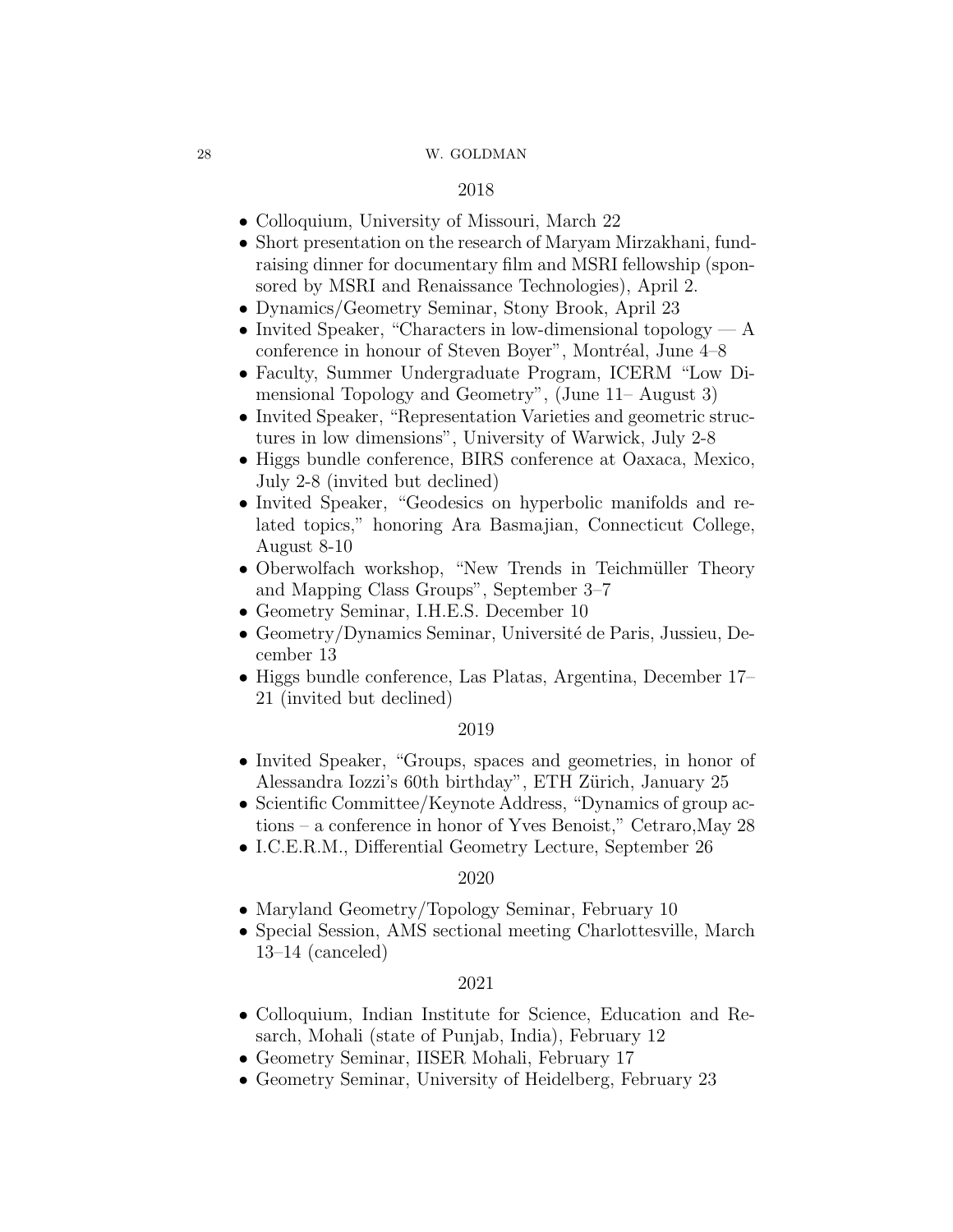2018

- Colloquium, University of Missouri, March 22
- Short presentation on the research of Maryam Mirzakhani, fundraising dinner for documentary film and MSRI fellowship (sponsored by MSRI and Renaissance Technologies), April 2.
- Dynamics/Geometry Seminar, Stony Brook, April 23
- Invited Speaker, "Characters in low-dimensional topology — A conference in honour of Steven Boyer", Montréal, June 4–8
- Faculty, Summer Undergraduate Program, ICERM "Low Dimensional Topology and Geometry", (June 11– August 3)
- Invited Speaker, "Representation Varieties and geometric structures in low dimensions", University of Warwick, July 2-8
- Higgs bundle conference, BIRS conference at Oaxaca, Mexico, July 2-8 (invited but declined)
- Invited Speaker, "Geodesics on hyperbolic manifolds and related topics," honoring Ara Basmajian, Connecticut College, August 8-10
- Oberwolfach workshop, "New Trends in Teichmüller Theory and Mapping Class Groups", September 3–7
- Geometry Seminar, I.H.E.S. December 10
- Geometry/Dynamics Seminar, Université de Paris, Jussieu, December 13
- Higgs bundle conference, Las Platas, Argentina, December 17–21 (invited but declined)

2019

- Invited Speaker, "Groups, spaces and geometries, in honor of Alessandra Iozzi's 60th birthday", ETH Zürich, January 25
- Scientific Committee/Keynote Address, "Dynamics of group actions – a conference in honor of Yves Benoist," Cetraro,May 28
- I.C.E.R.M., Differential Geometry Lecture, September 26

2020

- Maryland Geometry/Topology Seminar, February 10
- Special Session, AMS sectional meeting Charlottesville, March 13–14 (canceled)

2021

- Colloquium, Indian Institute for Science, Education and Resarch, Mohali (state of Punjab, India), February 12
- Geometry Seminar, IISER Mohali, February 17
- Geometry Seminar, University of Heidelberg, February 23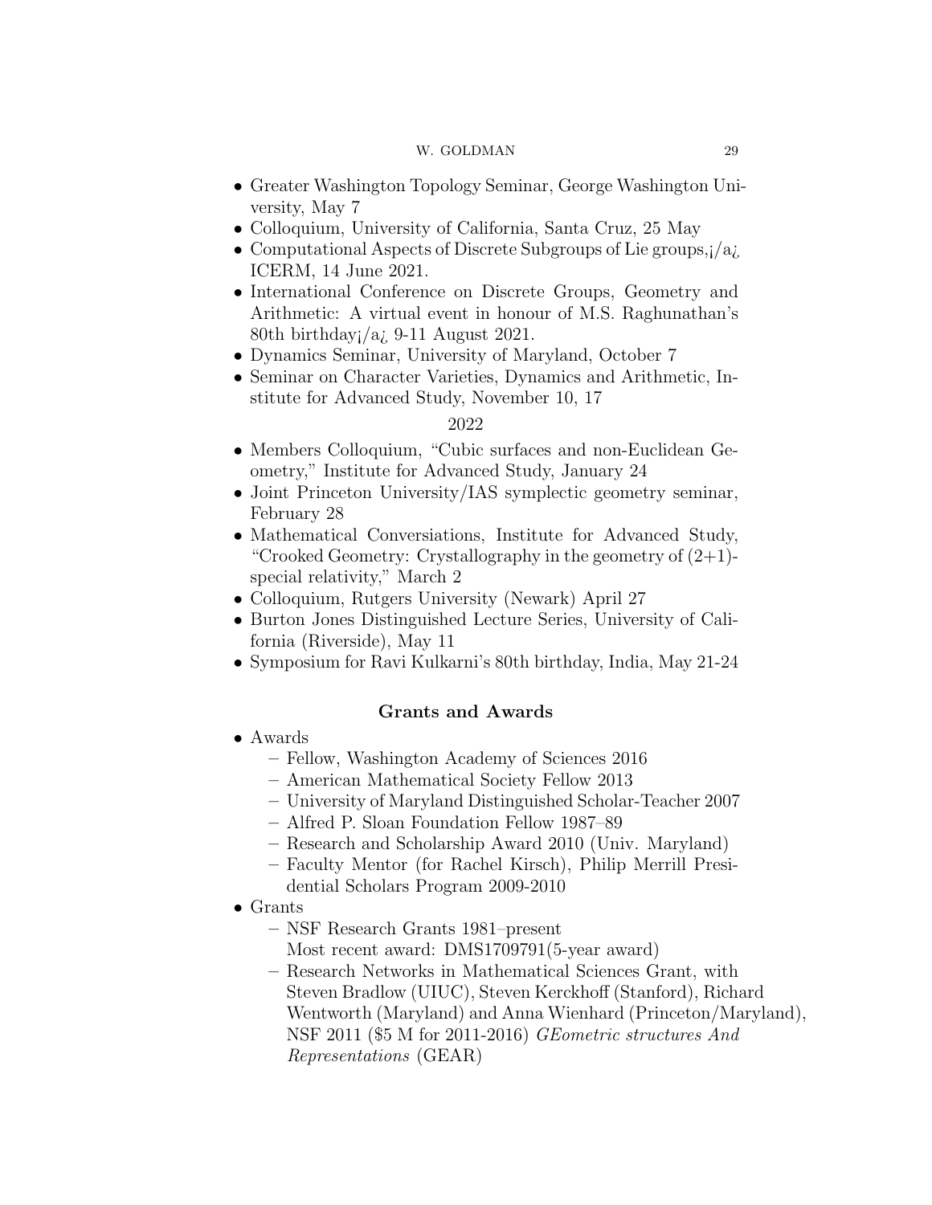- Greater Washington Topology Seminar, George Washington University, May 7
- Colloquium, University of California, Santa Cruz, 25 May
- Computational Aspects of Discrete Subgroups of Lie groups,¡/a¿ ICERM, 14 June 2021.
- International Conference on Discrete Groups, Geometry and Arithmetic: A virtual event in honour of M.S. Raghunathan's 80th birthday¡/a¿ 9-11 August 2021.
- Dynamics Seminar, University of Maryland, October 7
- Seminar on Character Varieties, Dynamics and Arithmetic, Institute for Advanced Study, November 10, 17

2022

- Members Colloquium, "Cubic surfaces and non-Euclidean Geometry," Institute for Advanced Study, January 24
- Joint Princeton University/IAS symplectic geometry seminar, February 28
- Mathematical Conversiations, Institute for Advanced Study, "Crooked Geometry: Crystallography in the geometry of (2+1)-special relativity," March 2
- Colloquium, Rutgers University (Newark) April 27
- Burton Jones Distinguished Lecture Series, University of California (Riverside), May 11
- Symposium for Ravi Kulkarni's 80th birthday, India, May 21-24

## Grants and Awards

- Awards
  - Fellow, Washington Academy of Sciences 2016
  - American Mathematical Society Fellow 2013
  - University of Maryland Distinguished Scholar-Teacher 2007
  - Alfred P. Sloan Foundation Fellow 1987–89
  - Research and Scholarship Award 2010 (Univ. Maryland)
  - Faculty Mentor (for Rachel Kirsch), Philip Merrill Presidential Scholars Program 2009-2010
- Grants
  - NSF Research Grants 1981–present
    Most recent award: DMS1709791(5-year award)
  - Research Networks in Mathematical Sciences Grant, with Steven Bradlow (UIUC), Steven Kerckhoff (Stanford), Richard Wentworth (Maryland) and Anna Wienhard (Princeton/Maryland), NSF 2011 ($5 M for 2011-2016) *GEometric structures And Representations* (GEAR)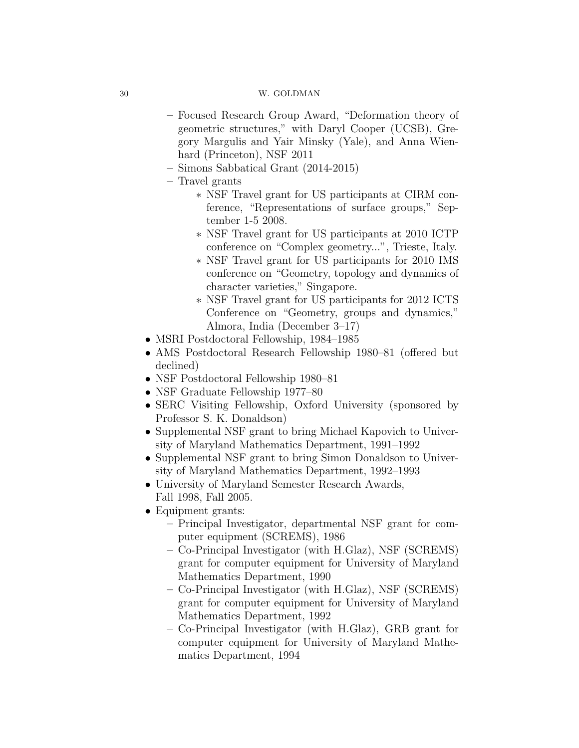- Focused Research Group Award, "Deformation theory of geometric structures," with Daryl Cooper (UCSB), Gregory Margulis and Yair Minsky (Yale), and Anna Wienhard (Princeton), NSF 2011
  - Simons Sabbatical Grant (2014-2015)
  - Travel grants
    * NSF Travel grant for US participants at CIRM conference, "Representations of surface groups," September 1-5 2008.
    * NSF Travel grant for US participants at 2010 ICTP conference on "Complex geometry...", Trieste, Italy.
    * NSF Travel grant for US participants for 2010 IMS conference on "Geometry, topology and dynamics of character varieties," Singapore.
    * NSF Travel grant for US participants for 2012 ICTS Conference on "Geometry, groups and dynamics," Almora, India (December 3–17)
- MSRI Postdoctoral Fellowship, 1984–1985
- AMS Postdoctoral Research Fellowship 1980–81 (offered but declined)
- NSF Postdoctoral Fellowship 1980–81
- NSF Graduate Fellowship 1977–80
- SERC Visiting Fellowship, Oxford University (sponsored by Professor S. K. Donaldson)
- Supplemental NSF grant to bring Michael Kapovich to University of Maryland Mathematics Department, 1991–1992
- Supplemental NSF grant to bring Simon Donaldson to University of Maryland Mathematics Department, 1992–1993
- University of Maryland Semester Research Awards, Fall 1998, Fall 2005.
- Equipment grants:
  - Principal Investigator, departmental NSF grant for computer equipment (SCREMS), 1986
  - Co-Principal Investigator (with H.Glaz), NSF (SCREMS) grant for computer equipment for University of Maryland Mathematics Department, 1990
  - Co-Principal Investigator (with H.Glaz), NSF (SCREMS) grant for computer equipment for University of Maryland Mathematics Department, 1992
  - Co-Principal Investigator (with H.Glaz), GRB grant for computer equipment for University of Maryland Mathematics Department, 1994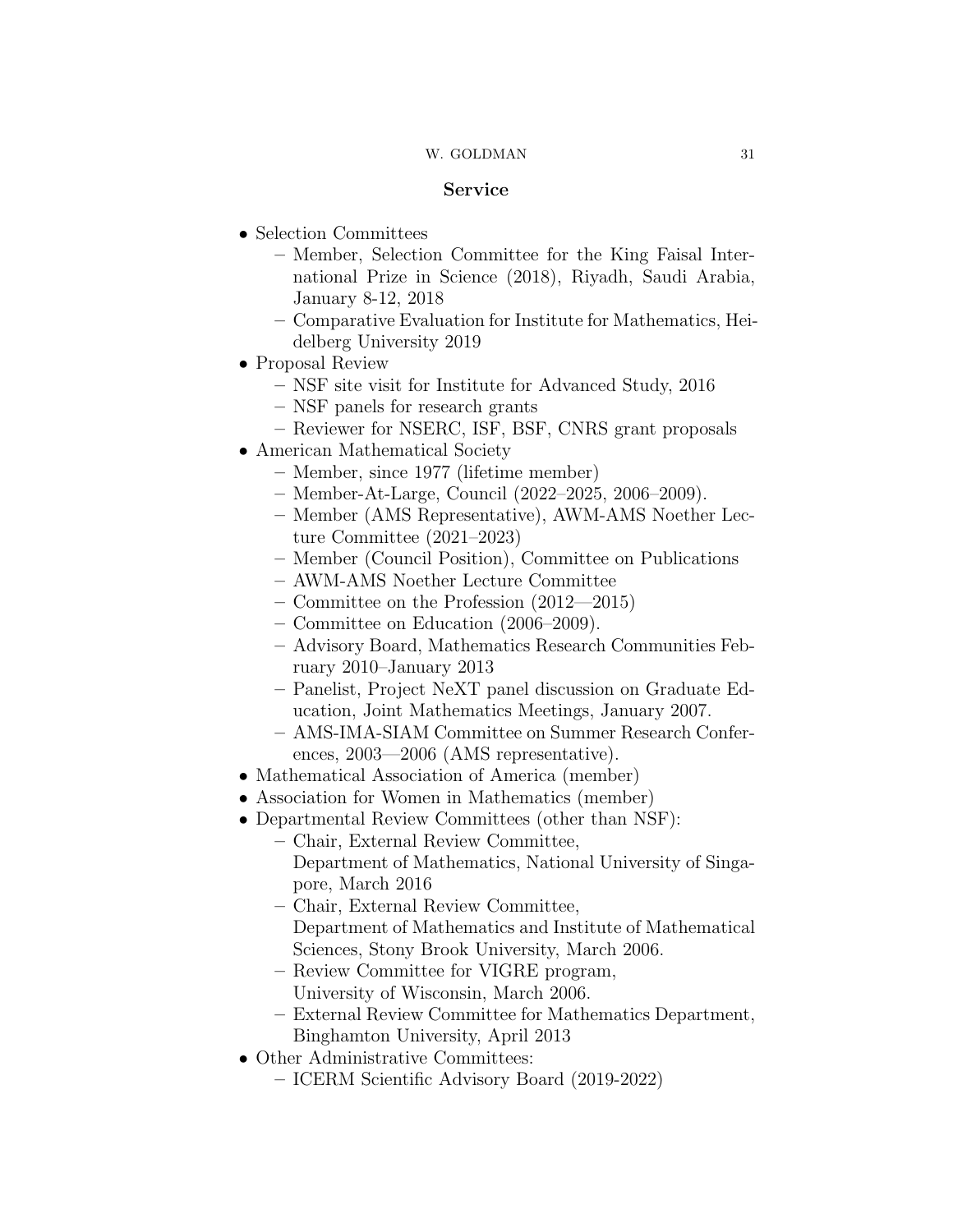## Service

- Selection Committees
  - Member, Selection Committee for the King Faisal International Prize in Science (2018), Riyadh, Saudi Arabia, January 8-12, 2018
  - Comparative Evaluation for Institute for Mathematics, Heidelberg University 2019
- Proposal Review
  - NSF site visit for Institute for Advanced Study, 2016
  - NSF panels for research grants
  - Reviewer for NSERC, ISF, BSF, CNRS grant proposals
- American Mathematical Society
  - Member, since 1977 (lifetime member)
  - Member-At-Large, Council (2022–2025, 2006–2009).
  - Member (AMS Representative), AWM-AMS Noether Lecture Committee (2021–2023)
  - Member (Council Position), Committee on Publications
  - AWM-AMS Noether Lecture Committee
  - Committee on the Profession (2012—2015)
  - Committee on Education (2006–2009).
  - Advisory Board, Mathematics Research Communities February 2010–January 2013
  - Panelist, Project NeXT panel discussion on Graduate Education, Joint Mathematics Meetings, January 2007.
  - AMS-IMA-SIAM Committee on Summer Research Conferences, 2003—2006 (AMS representative).
- Mathematical Association of America (member)
- Association for Women in Mathematics (member)
- Departmental Review Committees (other than NSF):
  - Chair, External Review Committee,
    Department of Mathematics, National University of Singapore, March 2016
  - Chair, External Review Committee,
    Department of Mathematics and Institute of Mathematical Sciences, Stony Brook University, March 2006.
  - Review Committee for VIGRE program,
    University of Wisconsin, March 2006.
  - External Review Committee for Mathematics Department, Binghamton University, April 2013
- Other Administrative Committees:
  - ICERM Scientific Advisory Board (2019-2022)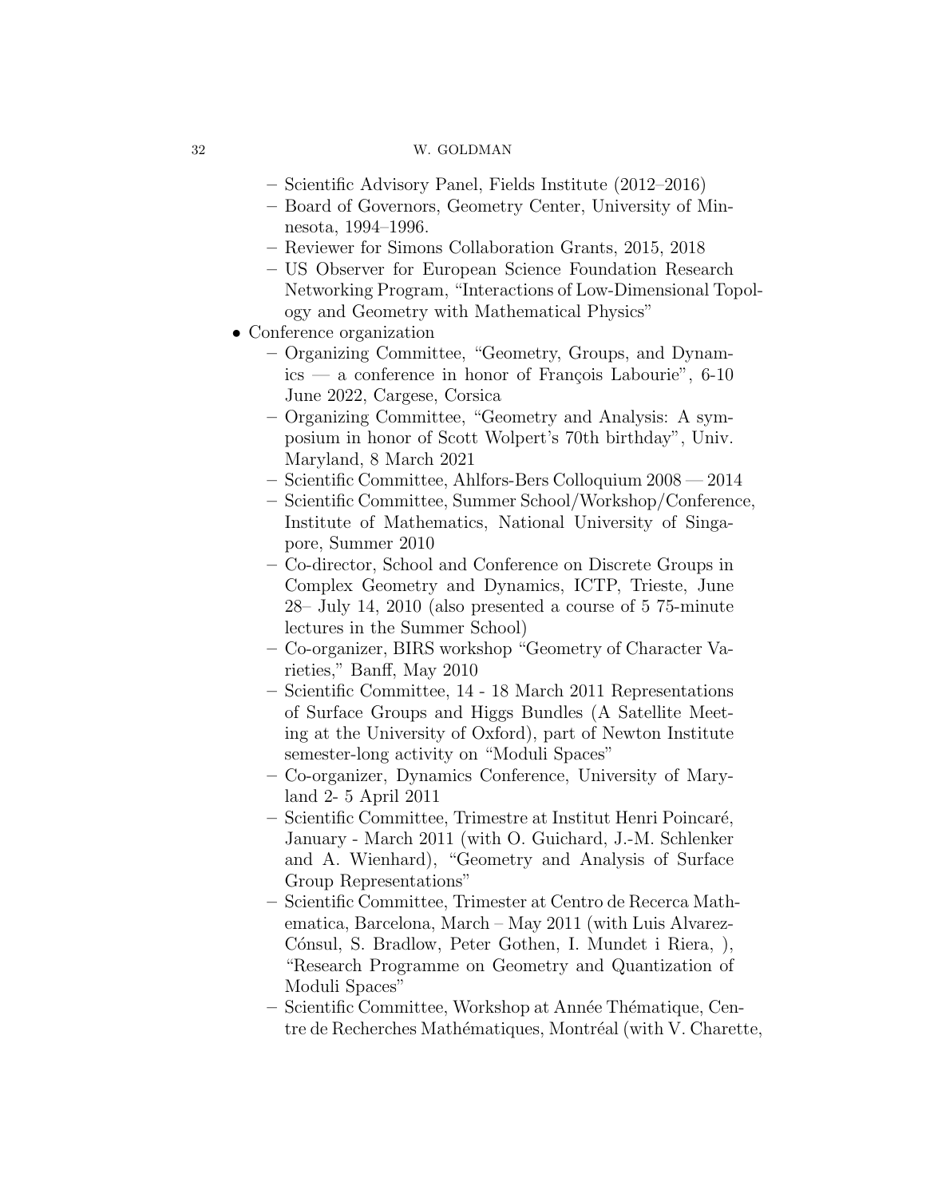- Scientific Advisory Panel, Fields Institute (2012–2016)
  - Board of Governors, Geometry Center, University of Minnesota, 1994–1996.
  - Reviewer for Simons Collaboration Grants, 2015, 2018
  - US Observer for European Science Foundation Research Networking Program, "Interactions of Low-Dimensional Topology and Geometry with Mathematical Physics"
- Conference organization
  - Organizing Committee, "Geometry, Groups, and Dynamics — a conference in honor of François Labourie", 6-10 June 2022, Cargese, Corsica
  - Organizing Committee, "Geometry and Analysis: A symposium in honor of Scott Wolpert's 70th birthday", Univ. Maryland, 8 March 2021
  - Scientific Committee, Ahlfors-Bers Colloquium 2008 — 2014
  - Scientific Committee, Summer School/Workshop/Conference, Institute of Mathematics, National University of Singapore, Summer 2010
  - Co-director, School and Conference on Discrete Groups in Complex Geometry and Dynamics, ICTP, Trieste, June 28– July 14, 2010 (also presented a course of 5 75-minute lectures in the Summer School)
  - Co-organizer, BIRS workshop "Geometry of Character Varieties," Banff, May 2010
  - Scientific Committee, 14 - 18 March 2011 Representations of Surface Groups and Higgs Bundles (A Satellite Meeting at the University of Oxford), part of Newton Institute semester-long activity on "Moduli Spaces"
  - Co-organizer, Dynamics Conference, University of Maryland 2- 5 April 2011
  - Scientific Committee, Trimestre at Institut Henri Poincaré, January - March 2011 (with O. Guichard, J.-M. Schlenker and A. Wienhard), "Geometry and Analysis of Surface Group Representations"
  - Scientific Committee, Trimester at Centro de Recerca Mathematica, Barcelona, March – May 2011 (with Luis Alvarez-Cónsul, S. Bradlow, Peter Gothen, I. Mundet i Riera, ), "Research Programme on Geometry and Quantization of Moduli Spaces"
  - Scientific Committee, Workshop at Année Thématique, Centre de Recherches Mathématiques, Montréal (with V. Charette,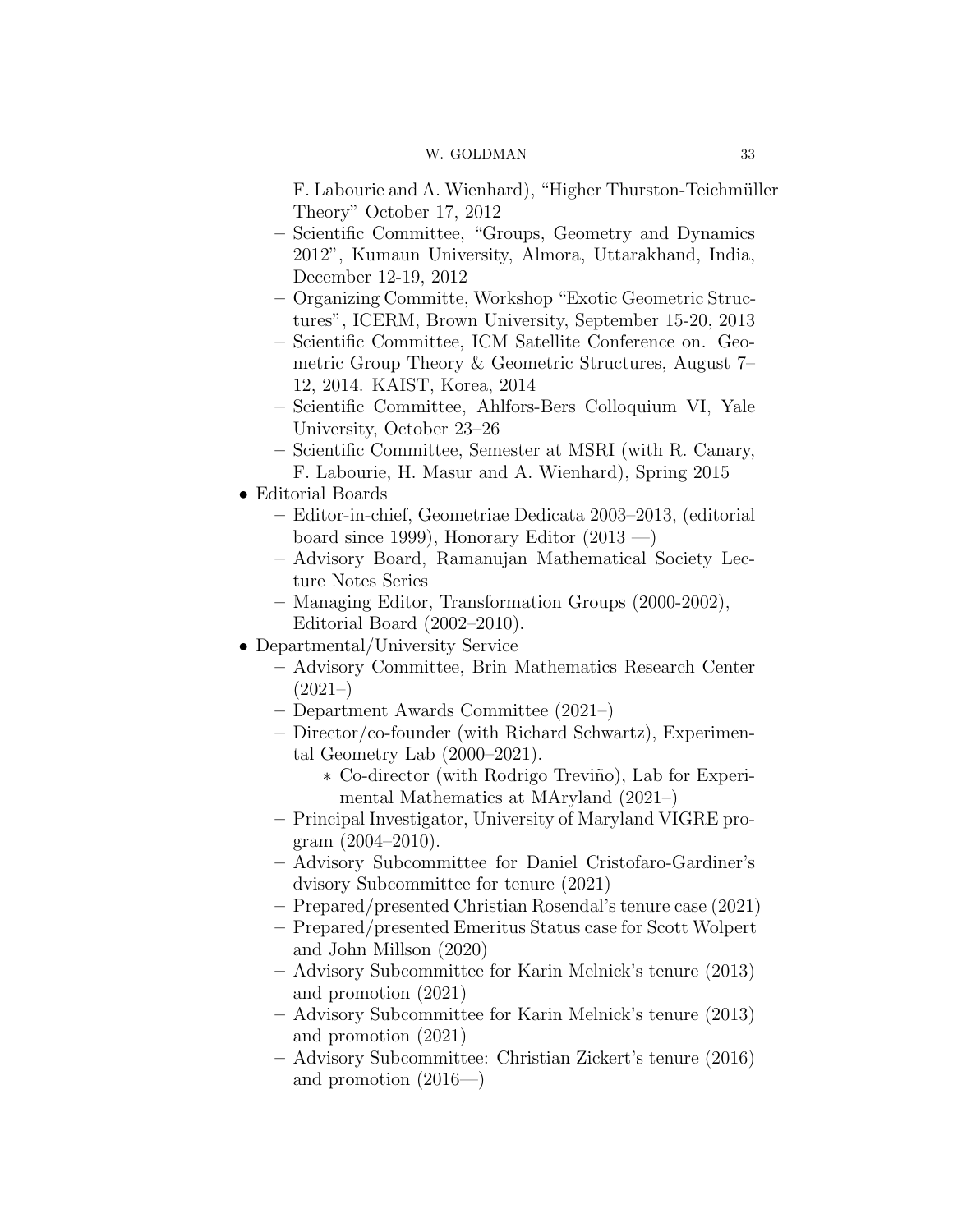F. Labourie and A. Wienhard), "Higher Thurston-Teichmüller Theory" October 17, 2012
  - Scientific Committee, "Groups, Geometry and Dynamics 2012", Kumaun University, Almora, Uttarakhand, India, December 12-19, 2012
  - Organizing Committe, Workshop "Exotic Geometric Structures", ICERM, Brown University, September 15-20, 2013
  - Scientific Committee, ICM Satellite Conference on. Geometric Group Theory & Geometric Structures, August 7–12, 2014. KAIST, Korea, 2014
  - Scientific Committee, Ahlfors-Bers Colloquium VI, Yale University, October 23–26
  - Scientific Committee, Semester at MSRI (with R. Canary, F. Labourie, H. Masur and A. Wienhard), Spring 2015
- Editorial Boards
  - Editor-in-chief, Geometriae Dedicata 2003–2013, (editorial board since 1999), Honorary Editor (2013 —)
  - Advisory Board, Ramanujan Mathematical Society Lecture Notes Series
  - Managing Editor, Transformation Groups (2000-2002), Editorial Board (2002–2010).
- Departmental/University Service
  - Advisory Committee, Brin Mathematics Research Center (2021–)
  - Department Awards Committee (2021–)
  - Director/co-founder (with Richard Schwartz), Experimental Geometry Lab (2000–2021).
    * Co-director (with Rodrigo Treviño), Lab for Experimental Mathematics at MAryland (2021–)
  - Principal Investigator, University of Maryland VIGRE program (2004–2010).
  - Advisory Subcommittee for Daniel Cristofaro-Gardiner's dvisory Subcommittee for tenure (2021)
  - Prepared/presented Christian Rosendal's tenure case (2021)
  - Prepared/presented Emeritus Status case for Scott Wolpert and John Millson (2020)
  - Advisory Subcommittee for Karin Melnick's tenure (2013) and promotion (2021)
  - Advisory Subcommittee for Karin Melnick's tenure (2013) and promotion (2021)
  - Advisory Subcommittee: Christian Zickert's tenure (2016) and promotion (2016—)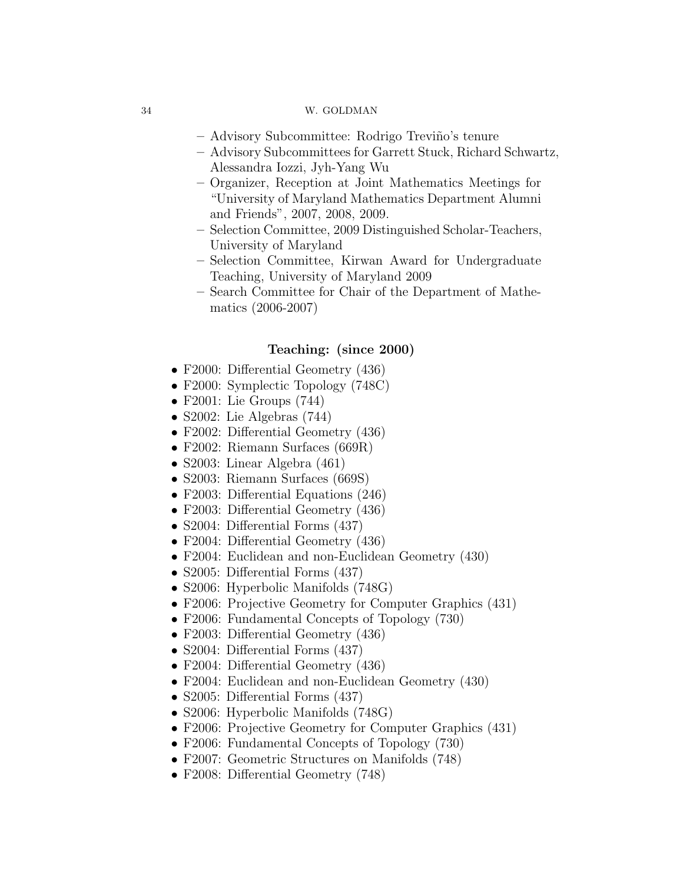- Advisory Subcommittee: Rodrigo Treviño's tenure
  - Advisory Subcommittees for Garrett Stuck, Richard Schwartz, Alessandra Iozzi, Jyh-Yang Wu
  - Organizer, Reception at Joint Mathematics Meetings for "University of Maryland Mathematics Department Alumni and Friends", 2007, 2008, 2009.
  - Selection Committee, 2009 Distinguished Scholar-Teachers, University of Maryland
  - Selection Committee, Kirwan Award for Undergraduate Teaching, University of Maryland 2009
  - Search Committee for Chair of the Department of Mathematics (2006-2007)

**Teaching: (since 2000)**

- F2000: Differential Geometry (436)
- F2000: Symplectic Topology (748C)
- F2001: Lie Groups (744)
- S2002: Lie Algebras (744)
- F2002: Differential Geometry (436)
- F2002: Riemann Surfaces (669R)
- S2003: Linear Algebra (461)
- S2003: Riemann Surfaces (669S)
- F2003: Differential Equations (246)
- F2003: Differential Geometry (436)
- S2004: Differential Forms (437)
- F2004: Differential Geometry (436)
- F2004: Euclidean and non-Euclidean Geometry (430)
- S2005: Differential Forms (437)
- S2006: Hyperbolic Manifolds (748G)
- F2006: Projective Geometry for Computer Graphics (431)
- F2006: Fundamental Concepts of Topology (730)
- F2003: Differential Geometry (436)
- S2004: Differential Forms (437)
- F2004: Differential Geometry (436)
- F2004: Euclidean and non-Euclidean Geometry (430)
- S2005: Differential Forms (437)
- S2006: Hyperbolic Manifolds (748G)
- F2006: Projective Geometry for Computer Graphics (431)
- F2006: Fundamental Concepts of Topology (730)
- F2007: Geometric Structures on Manifolds (748)
- F2008: Differential Geometry (748)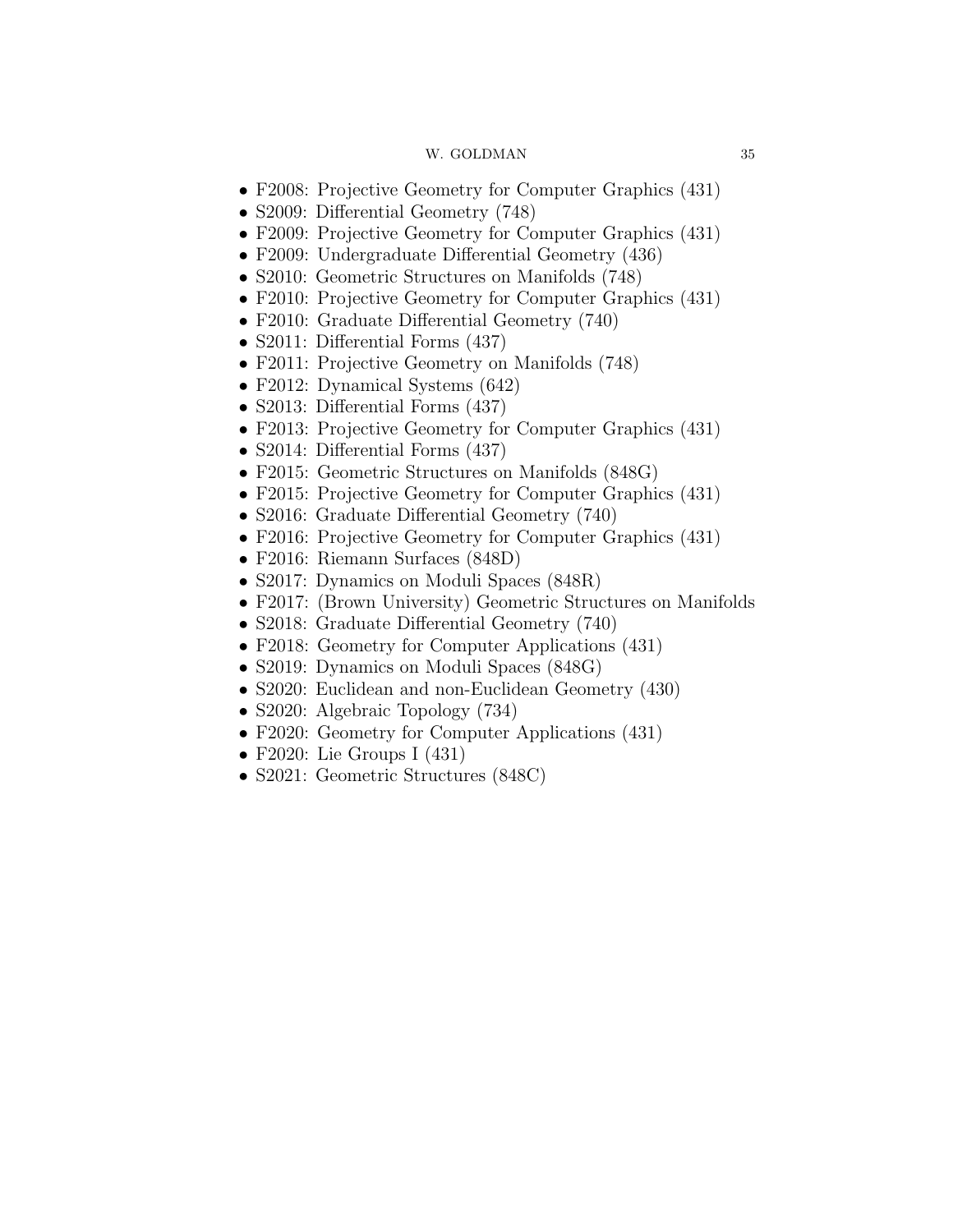- F2008: Projective Geometry for Computer Graphics (431)
- S2009: Differential Geometry (748)
- F2009: Projective Geometry for Computer Graphics (431)
- F2009: Undergraduate Differential Geometry (436)
- S2010: Geometric Structures on Manifolds (748)
- F2010: Projective Geometry for Computer Graphics (431)
- F2010: Graduate Differential Geometry (740)
- S2011: Differential Forms (437)
- F2011: Projective Geometry on Manifolds (748)
- F2012: Dynamical Systems (642)
- S2013: Differential Forms (437)
- F2013: Projective Geometry for Computer Graphics (431)
- S2014: Differential Forms (437)
- F2015: Geometric Structures on Manifolds (848G)
- F2015: Projective Geometry for Computer Graphics (431)
- S2016: Graduate Differential Geometry (740)
- F2016: Projective Geometry for Computer Graphics (431)
- F2016: Riemann Surfaces (848D)
- S2017: Dynamics on Moduli Spaces (848R)
- F2017: (Brown University) Geometric Structures on Manifolds
- S2018: Graduate Differential Geometry (740)
- F2018: Geometry for Computer Applications (431)
- S2019: Dynamics on Moduli Spaces (848G)
- S2020: Euclidean and non-Euclidean Geometry (430)
- S2020: Algebraic Topology (734)
- F2020: Geometry for Computer Applications (431)
- F2020: Lie Groups I (431)
- S2021: Geometric Structures (848C)